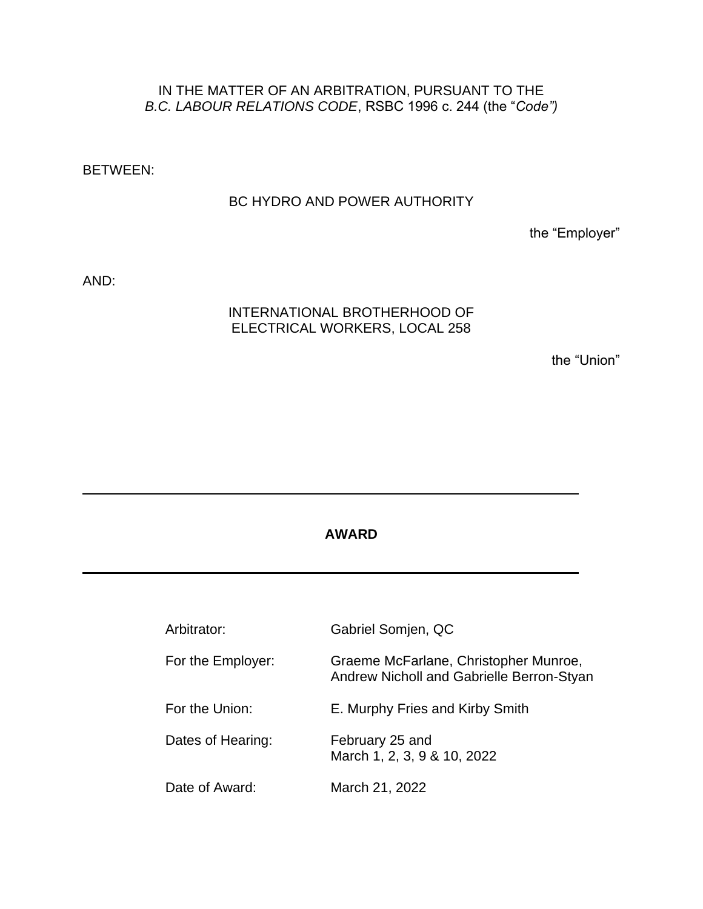IN THE MATTER OF AN ARBITRATION, PURSUANT TO THE *B.C. LABOUR RELATIONS CODE*, RSBC 1996 c. 244 (the "*Code")*

BETWEEN:

BC HYDRO AND POWER AUTHORITY

the "Employer"

AND:

INTERNATIONAL BROTHERHOOD OF ELECTRICAL WORKERS, LOCAL 258

the "Union"

---

**AWARD**

---

| | |
|---|---|
| Arbitrator: | Gabriel Somjen, QC |
| For the Employer: | Graeme McFarlane, Christopher Munroe, Andrew Nicholl and Gabrielle Berron-Styan |
| For the Union: | E. Murphy Fries and Kirby Smith |
| Dates of Hearing: | February 25 and March 1, 2, 3, 9 & 10, 2022 |
| Date of Award: | March 21, 2022 |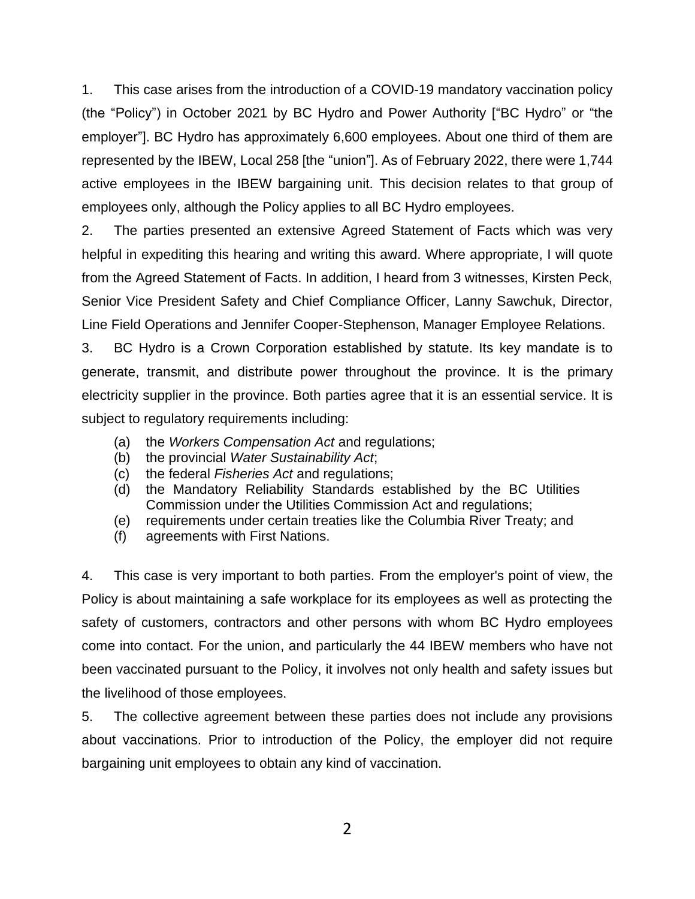1. This case arises from the introduction of a COVID-19 mandatory vaccination policy (the "Policy") in October 2021 by BC Hydro and Power Authority ["BC Hydro" or "the employer"]. BC Hydro has approximately 6,600 employees. About one third of them are represented by the IBEW, Local 258 [the "union"]. As of February 2022, there were 1,744 active employees in the IBEW bargaining unit. This decision relates to that group of employees only, although the Policy applies to all BC Hydro employees.

2. The parties presented an extensive Agreed Statement of Facts which was very helpful in expediting this hearing and writing this award. Where appropriate, I will quote from the Agreed Statement of Facts. In addition, I heard from 3 witnesses, Kirsten Peck, Senior Vice President Safety and Chief Compliance Officer, Lanny Sawchuk, Director, Line Field Operations and Jennifer Cooper-Stephenson, Manager Employee Relations.

3. BC Hydro is a Crown Corporation established by statute. Its key mandate is to generate, transmit, and distribute power throughout the province. It is the primary electricity supplier in the province. Both parties agree that it is an essential service. It is subject to regulatory requirements including:

(a) the *Workers Compensation Act* and regulations;
(b) the provincial *Water Sustainability Act*;
(c) the federal *Fisheries Act* and regulations;
(d) the Mandatory Reliability Standards established by the BC Utilities Commission under the Utilities Commission Act and regulations;
(e) requirements under certain treaties like the Columbia River Treaty; and
(f) agreements with First Nations.

4. This case is very important to both parties. From the employer's point of view, the Policy is about maintaining a safe workplace for its employees as well as protecting the safety of customers, contractors and other persons with whom BC Hydro employees come into contact. For the union, and particularly the 44 IBEW members who have not been vaccinated pursuant to the Policy, it involves not only health and safety issues but the livelihood of those employees.

5. The collective agreement between these parties does not include any provisions about vaccinations. Prior to introduction of the Policy, the employer did not require bargaining unit employees to obtain any kind of vaccination.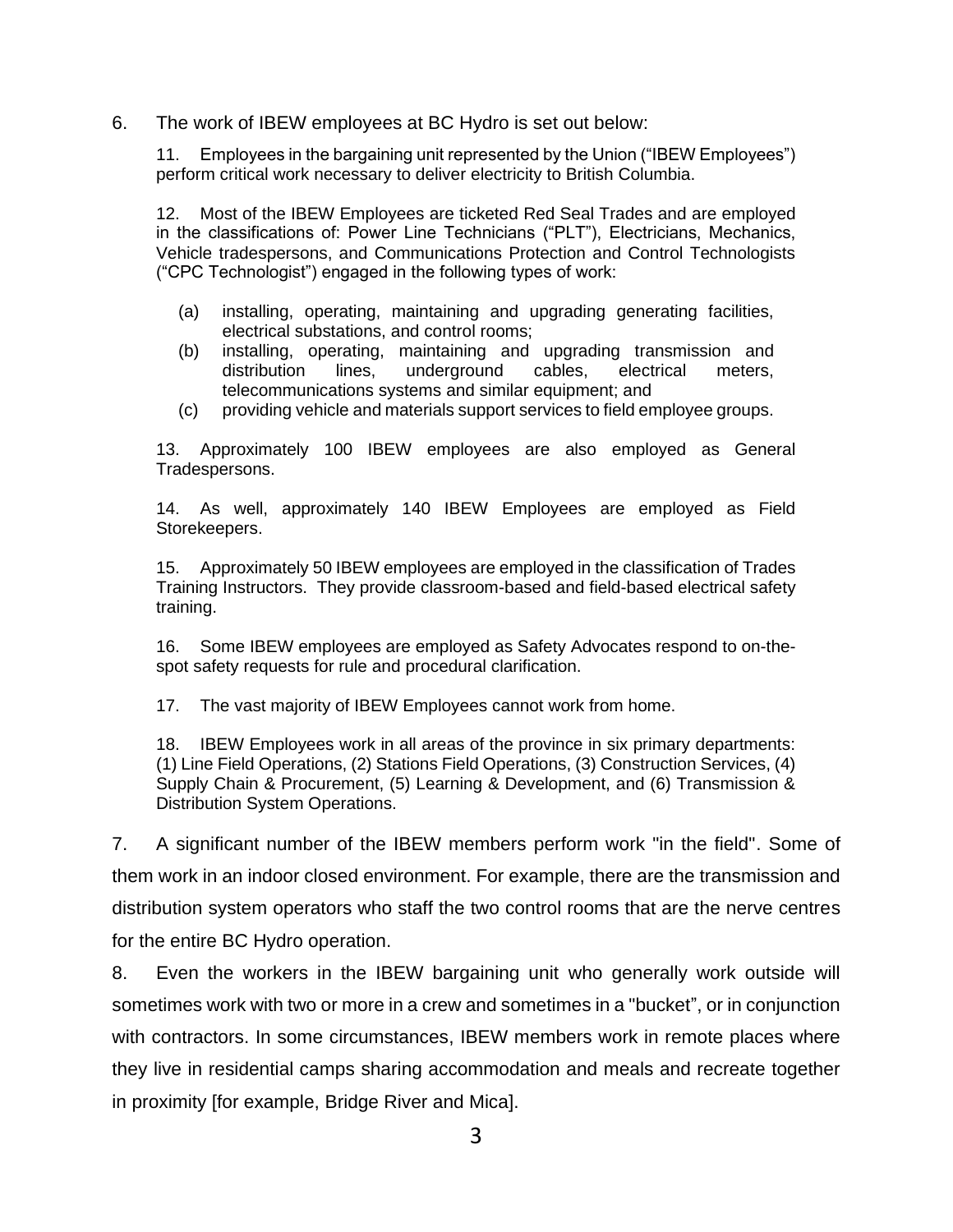6. The work of IBEW employees at BC Hydro is set out below:

> 11. Employees in the bargaining unit represented by the Union ("IBEW Employees") perform critical work necessary to deliver electricity to British Columbia.
>
> 12. Most of the IBEW Employees are ticketed Red Seal Trades and are employed in the classifications of: Power Line Technicians ("PLT"), Electricians, Mechanics, Vehicle tradespersons, and Communications Protection and Control Technologists ("CPC Technologist") engaged in the following types of work:
>
> (a) installing, operating, maintaining and upgrading generating facilities, electrical substations, and control rooms;
> (b) installing, operating, maintaining and upgrading transmission and distribution lines, underground cables, electrical meters, telecommunications systems and similar equipment; and
> (c) providing vehicle and materials support services to field employee groups.
>
> 13. Approximately 100 IBEW employees are also employed as General Tradespersons.
>
> 14. As well, approximately 140 IBEW Employees are employed as Field Storekeepers.
>
> 15. Approximately 50 IBEW employees are employed in the classification of Trades Training Instructors. They provide classroom-based and field-based electrical safety training.
>
> 16. Some IBEW employees are employed as Safety Advocates respond to on-the-spot safety requests for rule and procedural clarification.
>
> 17. The vast majority of IBEW Employees cannot work from home.
>
> 18. IBEW Employees work in all areas of the province in six primary departments: (1) Line Field Operations, (2) Stations Field Operations, (3) Construction Services, (4) Supply Chain & Procurement, (5) Learning & Development, and (6) Transmission & Distribution System Operations.

7. A significant number of the IBEW members perform work "in the field". Some of them work in an indoor closed environment. For example, there are the transmission and distribution system operators who staff the two control rooms that are the nerve centres for the entire BC Hydro operation.

8. Even the workers in the IBEW bargaining unit who generally work outside will sometimes work with two or more in a crew and sometimes in a "bucket", or in conjunction with contractors. In some circumstances, IBEW members work in remote places where they live in residential camps sharing accommodation and meals and recreate together in proximity [for example, Bridge River and Mica].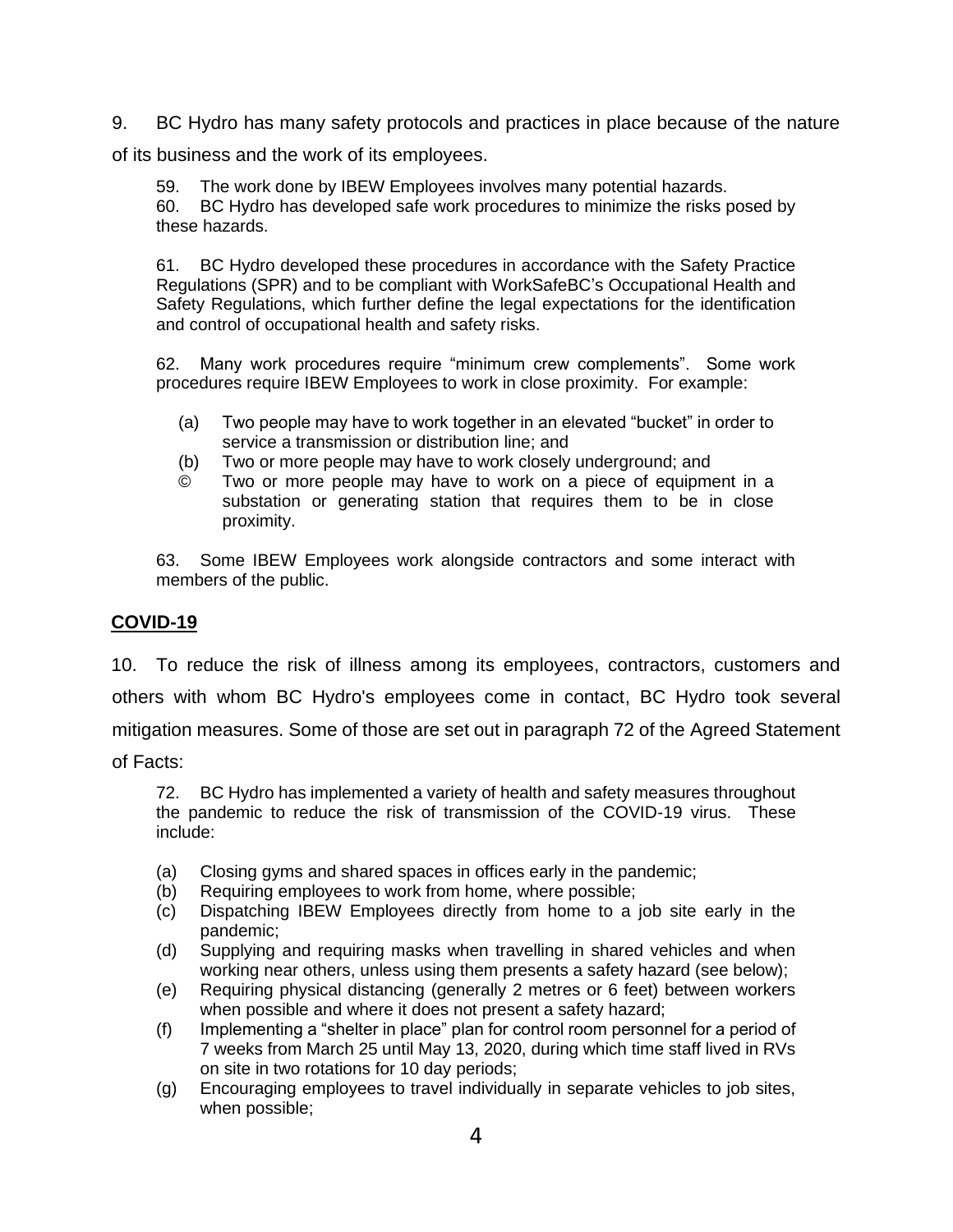9. BC Hydro has many safety protocols and practices in place because of the nature of its business and the work of its employees.

> 59. The work done by IBEW Employees involves many potential hazards.
> 60. BC Hydro has developed safe work procedures to minimize the risks posed by these hazards.
>
> 61. BC Hydro developed these procedures in accordance with the Safety Practice Regulations (SPR) and to be compliant with WorkSafeBC's Occupational Health and Safety Regulations, which further define the legal expectations for the identification and control of occupational health and safety risks.
>
> 62. Many work procedures require "minimum crew complements". Some work procedures require IBEW Employees to work in close proximity. For example:
>
> (a) Two people may have to work together in an elevated "bucket" in order to service a transmission or distribution line; and
> (b) Two or more people may have to work closely underground; and
> © Two or more people may have to work on a piece of equipment in a substation or generating station that requires them to be in close proximity.
>
> 63. Some IBEW Employees work alongside contractors and some interact with members of the public.

## **COVID-19**

10. To reduce the risk of illness among its employees, contractors, customers and others with whom BC Hydro's employees come in contact, BC Hydro took several mitigation measures. Some of those are set out in paragraph 72 of the Agreed Statement of Facts:

> 72. BC Hydro has implemented a variety of health and safety measures throughout the pandemic to reduce the risk of transmission of the COVID-19 virus. These include:
>
> (a) Closing gyms and shared spaces in offices early in the pandemic;
> (b) Requiring employees to work from home, where possible;
> (c) Dispatching IBEW Employees directly from home to a job site early in the pandemic;
> (d) Supplying and requiring masks when travelling in shared vehicles and when working near others, unless using them presents a safety hazard (see below);
> (e) Requiring physical distancing (generally 2 metres or 6 feet) between workers when possible and where it does not present a safety hazard;
> (f) Implementing a "shelter in place" plan for control room personnel for a period of 7 weeks from March 25 until May 13, 2020, during which time staff lived in RVs on site in two rotations for 10 day periods;
> (g) Encouraging employees to travel individually in separate vehicles to job sites, when possible;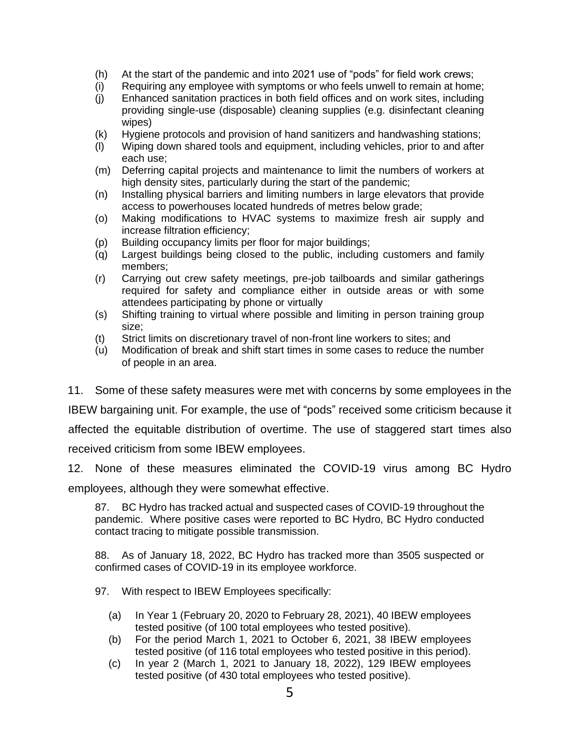(h) At the start of the pandemic and into 2021 use of "pods" for field work crews;
(i) Requiring any employee with symptoms or who feels unwell to remain at home;
(j) Enhanced sanitation practices in both field offices and on work sites, including providing single-use (disposable) cleaning supplies (e.g. disinfectant cleaning wipes)
(k) Hygiene protocols and provision of hand sanitizers and handwashing stations;
(l) Wiping down shared tools and equipment, including vehicles, prior to and after each use;
(m) Deferring capital projects and maintenance to limit the numbers of workers at high density sites, particularly during the start of the pandemic;
(n) Installing physical barriers and limiting numbers in large elevators that provide access to powerhouses located hundreds of metres below grade;
(o) Making modifications to HVAC systems to maximize fresh air supply and increase filtration efficiency;
(p) Building occupancy limits per floor for major buildings;
(q) Largest buildings being closed to the public, including customers and family members;
(r) Carrying out crew safety meetings, pre-job tailboards and similar gatherings required for safety and compliance either in outside areas or with some attendees participating by phone or virtually
(s) Shifting training to virtual where possible and limiting in person training group size;
(t) Strict limits on discretionary travel of non-front line workers to sites; and
(u) Modification of break and shift start times in some cases to reduce the number of people in an area.

11. Some of these safety measures were met with concerns by some employees in the IBEW bargaining unit. For example, the use of "pods" received some criticism because it affected the equitable distribution of overtime. The use of staggered start times also received criticism from some IBEW employees.

12. None of these measures eliminated the COVID-19 virus among BC Hydro employees, although they were somewhat effective.

> 87. BC Hydro has tracked actual and suspected cases of COVID-19 throughout the pandemic. Where positive cases were reported to BC Hydro, BC Hydro conducted contact tracing to mitigate possible transmission.
>
> 88. As of January 18, 2022, BC Hydro has tracked more than 3505 suspected or confirmed cases of COVID-19 in its employee workforce.
>
> 97. With respect to IBEW Employees specifically:
>
> (a) In Year 1 (February 20, 2020 to February 28, 2021), 40 IBEW employees tested positive (of 100 total employees who tested positive).
> (b) For the period March 1, 2021 to October 6, 2021, 38 IBEW employees tested positive (of 116 total employees who tested positive in this period).
> (c) In year 2 (March 1, 2021 to January 18, 2022), 129 IBEW employees tested positive (of 430 total employees who tested positive).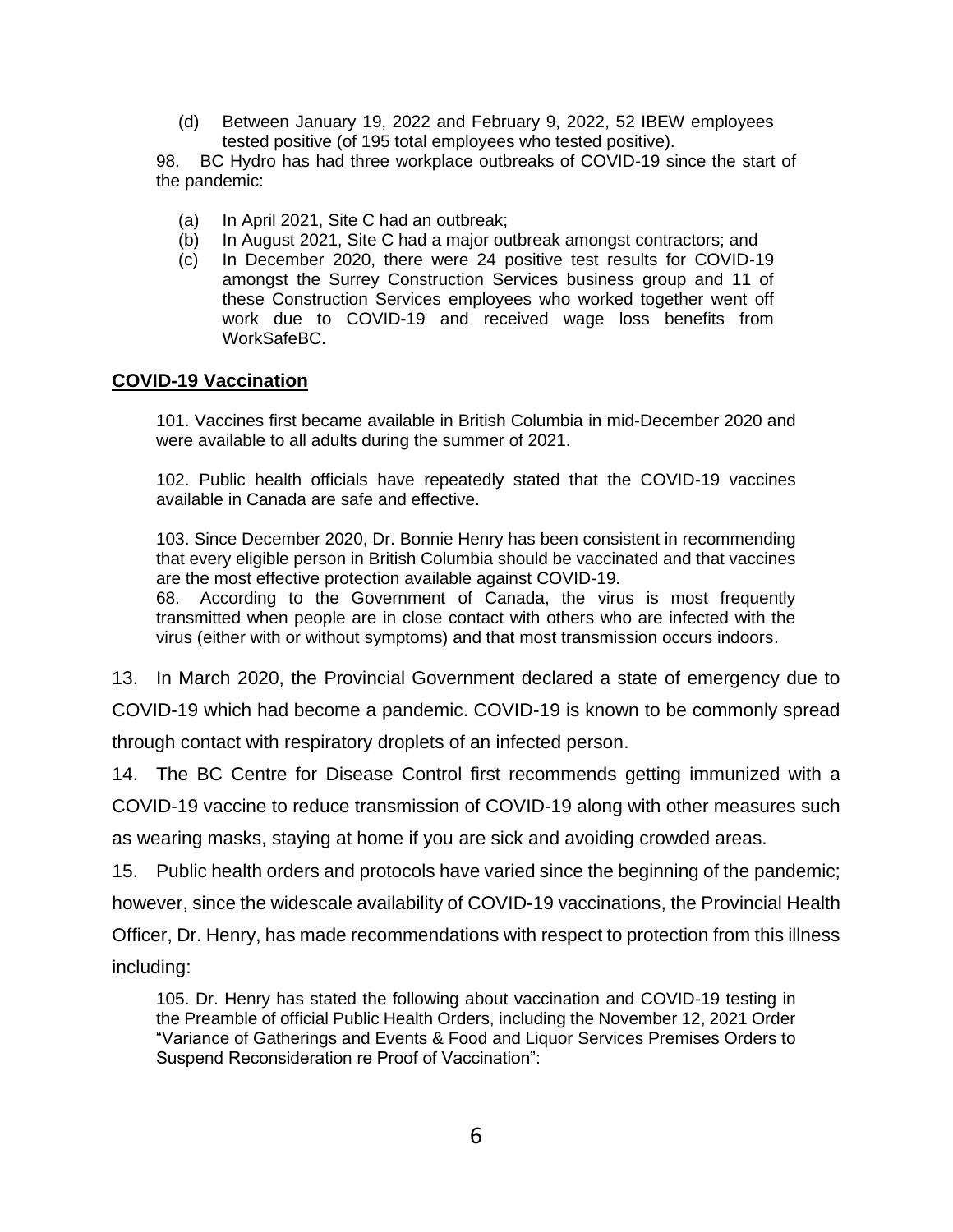(d) Between January 19, 2022 and February 9, 2022, 52 IBEW employees tested positive (of 195 total employees who tested positive).

98. BC Hydro has had three workplace outbreaks of COVID-19 since the start of the pandemic:

(a) In April 2021, Site C had an outbreak;
(b) In August 2021, Site C had a major outbreak amongst contractors; and
(c) In December 2020, there were 24 positive test results for COVID-19 amongst the Surrey Construction Services business group and 11 of these Construction Services employees who worked together went off work due to COVID-19 and received wage loss benefits from WorkSafeBC.

## **COVID-19 Vaccination**

101. Vaccines first became available in British Columbia in mid-December 2020 and were available to all adults during the summer of 2021.

102. Public health officials have repeatedly stated that the COVID-19 vaccines available in Canada are safe and effective.

103. Since December 2020, Dr. Bonnie Henry has been consistent in recommending that every eligible person in British Columbia should be vaccinated and that vaccines are the most effective protection available against COVID-19.

68. According to the Government of Canada, the virus is most frequently transmitted when people are in close contact with others who are infected with the virus (either with or without symptoms) and that most transmission occurs indoors.

13. In March 2020, the Provincial Government declared a state of emergency due to COVID-19 which had become a pandemic. COVID-19 is known to be commonly spread through contact with respiratory droplets of an infected person.

14. The BC Centre for Disease Control first recommends getting immunized with a COVID-19 vaccine to reduce transmission of COVID-19 along with other measures such as wearing masks, staying at home if you are sick and avoiding crowded areas.

15. Public health orders and protocols have varied since the beginning of the pandemic; however, since the widescale availability of COVID-19 vaccinations, the Provincial Health Officer, Dr. Henry, has made recommendations with respect to protection from this illness including:

105. Dr. Henry has stated the following about vaccination and COVID-19 testing in the Preamble of official Public Health Orders, including the November 12, 2021 Order "Variance of Gatherings and Events & Food and Liquor Services Premises Orders to Suspend Reconsideration re Proof of Vaccination":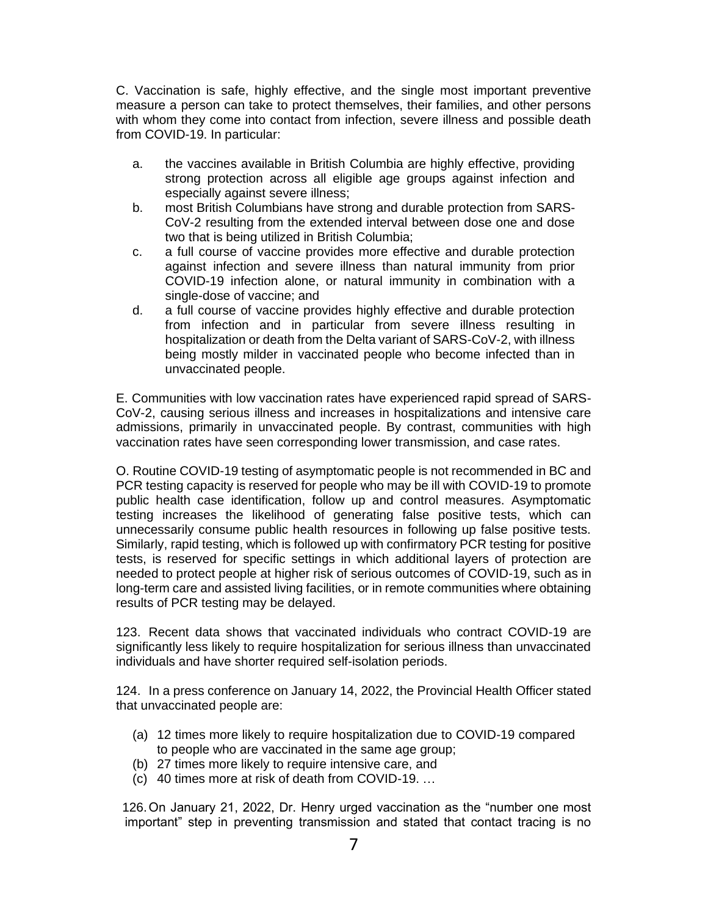C. Vaccination is safe, highly effective, and the single most important preventive measure a person can take to protect themselves, their families, and other persons with whom they come into contact from infection, severe illness and possible death from COVID-19. In particular:

a. the vaccines available in British Columbia are highly effective, providing strong protection across all eligible age groups against infection and especially against severe illness;
b. most British Columbians have strong and durable protection from SARS-CoV-2 resulting from the extended interval between dose one and dose two that is being utilized in British Columbia;
c. a full course of vaccine provides more effective and durable protection against infection and severe illness than natural immunity from prior COVID-19 infection alone, or natural immunity in combination with a single-dose of vaccine; and
d. a full course of vaccine provides highly effective and durable protection from infection and in particular from severe illness resulting in hospitalization or death from the Delta variant of SARS-CoV-2, with illness being mostly milder in vaccinated people who become infected than in unvaccinated people.

E. Communities with low vaccination rates have experienced rapid spread of SARS-CoV-2, causing serious illness and increases in hospitalizations and intensive care admissions, primarily in unvaccinated people. By contrast, communities with high vaccination rates have seen corresponding lower transmission, and case rates.

O. Routine COVID-19 testing of asymptomatic people is not recommended in BC and PCR testing capacity is reserved for people who may be ill with COVID-19 to promote public health case identification, follow up and control measures. Asymptomatic testing increases the likelihood of generating false positive tests, which can unnecessarily consume public health resources in following up false positive tests. Similarly, rapid testing, which is followed up with confirmatory PCR testing for positive tests, is reserved for specific settings in which additional layers of protection are needed to protect people at higher risk of serious outcomes of COVID-19, such as in long-term care and assisted living facilities, or in remote communities where obtaining results of PCR testing may be delayed.

123. Recent data shows that vaccinated individuals who contract COVID-19 are significantly less likely to require hospitalization for serious illness than unvaccinated individuals and have shorter required self-isolation periods.

124. In a press conference on January 14, 2022, the Provincial Health Officer stated that unvaccinated people are:

(a) 12 times more likely to require hospitalization due to COVID-19 compared to people who are vaccinated in the same age group;
(b) 27 times more likely to require intensive care, and
(c) 40 times more at risk of death from COVID-19. …

126. On January 21, 2022, Dr. Henry urged vaccination as the "number one most important" step in preventing transmission and stated that contact tracing is no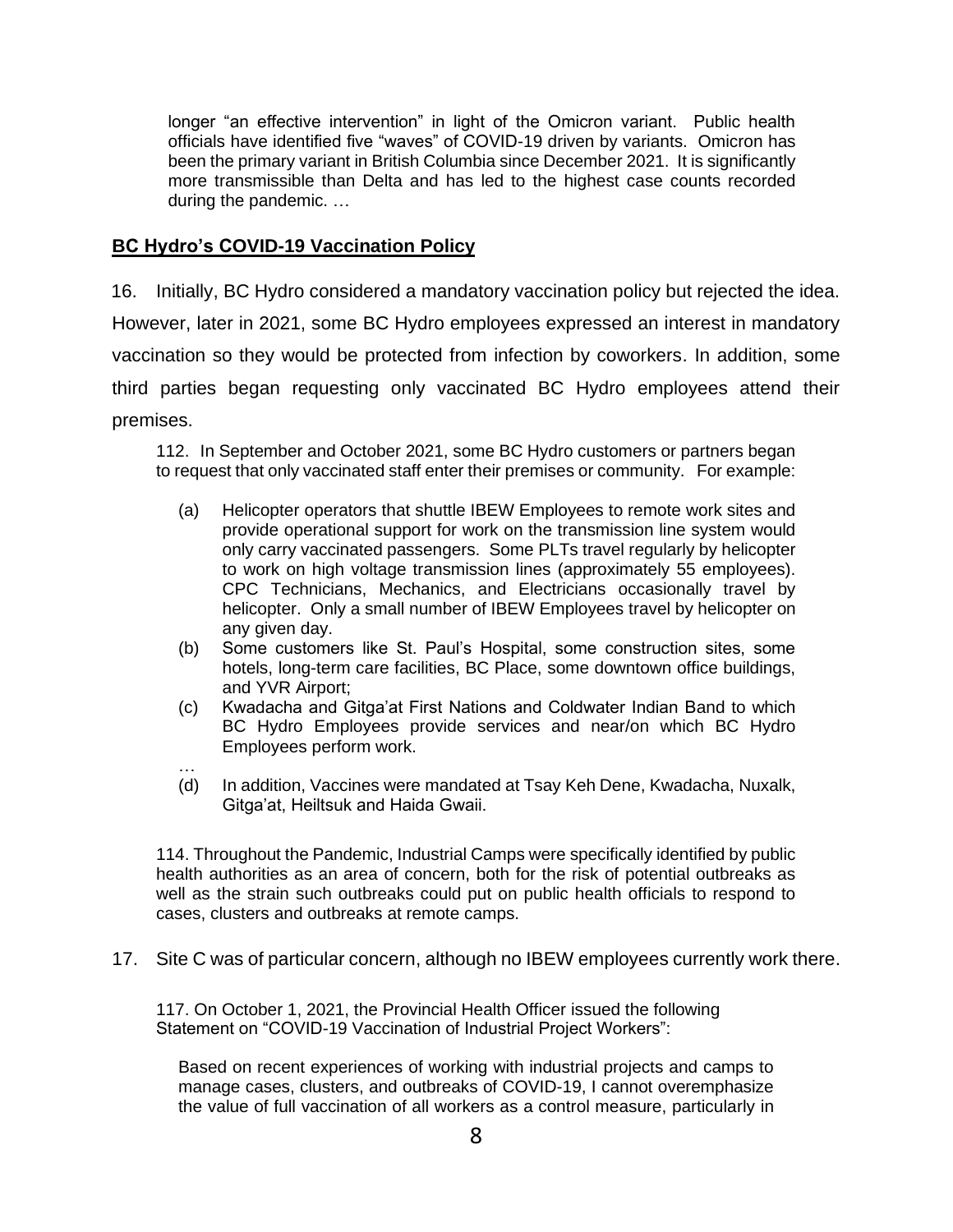> longer "an effective intervention" in light of the Omicron variant. Public health officials have identified five "waves" of COVID-19 driven by variants. Omicron has been the primary variant in British Columbia since December 2021. It is significantly more transmissible than Delta and has led to the highest case counts recorded during the pandemic. …

## BC Hydro's COVID-19 Vaccination Policy

16. Initially, BC Hydro considered a mandatory vaccination policy but rejected the idea. However, later in 2021, some BC Hydro employees expressed an interest in mandatory vaccination so they would be protected from infection by coworkers. In addition, some third parties began requesting only vaccinated BC Hydro employees attend their premises.

> 112. In September and October 2021, some BC Hydro customers or partners began to request that only vaccinated staff enter their premises or community. For example:
>
> (a) Helicopter operators that shuttle IBEW Employees to remote work sites and provide operational support for work on the transmission line system would only carry vaccinated passengers. Some PLTs travel regularly by helicopter to work on high voltage transmission lines (approximately 55 employees). CPC Technicians, Mechanics, and Electricians occasionally travel by helicopter. Only a small number of IBEW Employees travel by helicopter on any given day.
>
> (b) Some customers like St. Paul's Hospital, some construction sites, some hotels, long-term care facilities, BC Place, some downtown office buildings, and YVR Airport;
>
> (c) Kwadacha and Gitga'at First Nations and Coldwater Indian Band to which BC Hydro Employees provide services and near/on which BC Hydro Employees perform work.
>
> …
>
> (d) In addition, Vaccines were mandated at Tsay Keh Dene, Kwadacha, Nuxalk, Gitga'at, Heiltsuk and Haida Gwaii.
>
> 114. Throughout the Pandemic, Industrial Camps were specifically identified by public health authorities as an area of concern, both for the risk of potential outbreaks as well as the strain such outbreaks could put on public health officials to respond to cases, clusters and outbreaks at remote camps.

17. Site C was of particular concern, although no IBEW employees currently work there.

> 117. On October 1, 2021, the Provincial Health Officer issued the following Statement on "COVID-19 Vaccination of Industrial Project Workers":
>
> > Based on recent experiences of working with industrial projects and camps to manage cases, clusters, and outbreaks of COVID-19, I cannot overemphasize the value of full vaccination of all workers as a control measure, particularly in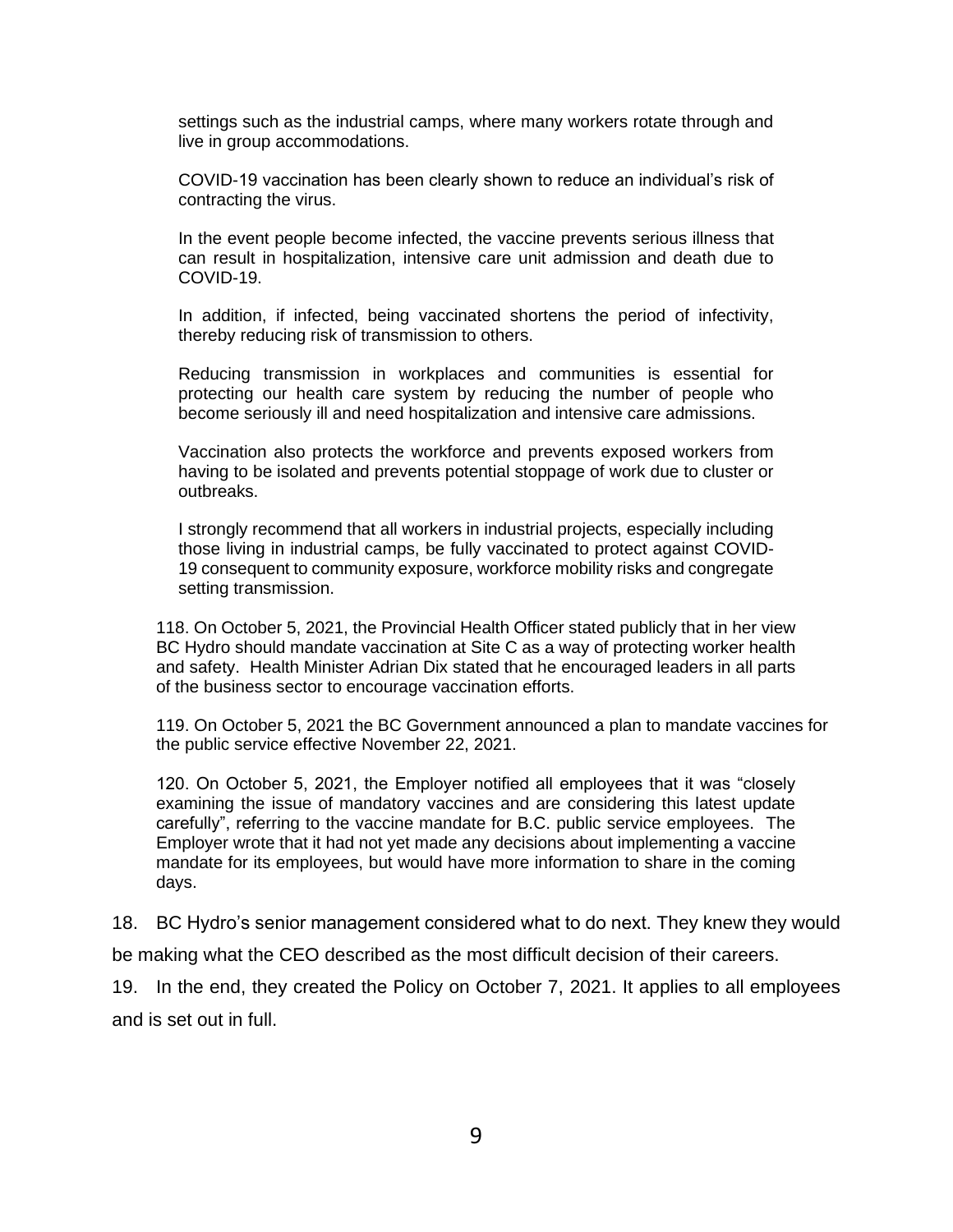> settings such as the industrial camps, where many workers rotate through and live in group accommodations.
>
> COVID-19 vaccination has been clearly shown to reduce an individual's risk of contracting the virus.
>
> In the event people become infected, the vaccine prevents serious illness that can result in hospitalization, intensive care unit admission and death due to COVID-19.
>
> In addition, if infected, being vaccinated shortens the period of infectivity, thereby reducing risk of transmission to others.
>
> Reducing transmission in workplaces and communities is essential for protecting our health care system by reducing the number of people who become seriously ill and need hospitalization and intensive care admissions.
>
> Vaccination also protects the workforce and prevents exposed workers from having to be isolated and prevents potential stoppage of work due to cluster or outbreaks.
>
> I strongly recommend that all workers in industrial projects, especially including those living in industrial camps, be fully vaccinated to protect against COVID-19 consequent to community exposure, workforce mobility risks and congregate setting transmission.

> 118. On October 5, 2021, the Provincial Health Officer stated publicly that in her view BC Hydro should mandate vaccination at Site C as a way of protecting worker health and safety. Health Minister Adrian Dix stated that he encouraged leaders in all parts of the business sector to encourage vaccination efforts.
>
> 119. On October 5, 2021 the BC Government announced a plan to mandate vaccines for the public service effective November 22, 2021.
>
> 120. On October 5, 2021, the Employer notified all employees that it was "closely examining the issue of mandatory vaccines and are considering this latest update carefully", referring to the vaccine mandate for B.C. public service employees. The Employer wrote that it had not yet made any decisions about implementing a vaccine mandate for its employees, but would have more information to share in the coming days.

18. BC Hydro's senior management considered what to do next. They knew they would be making what the CEO described as the most difficult decision of their careers.

19. In the end, they created the Policy on October 7, 2021. It applies to all employees and is set out in full.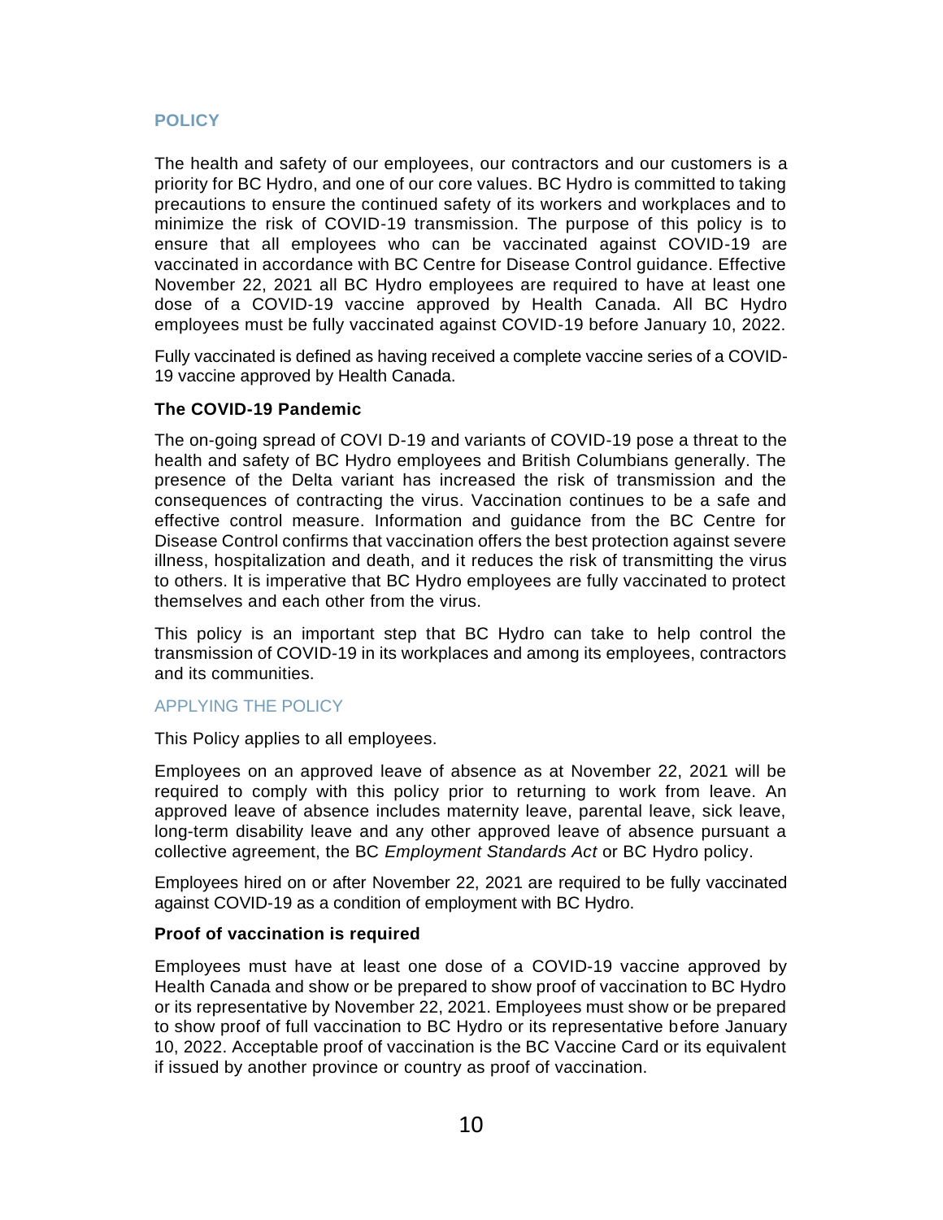## POLICY

The health and safety of our employees, our contractors and our customers is a priority for BC Hydro, and one of our core values. BC Hydro is committed to taking precautions to ensure the continued safety of its workers and workplaces and to minimize the risk of COVID-19 transmission. The purpose of this policy is to ensure that all employees who can be vaccinated against COVID-19 are vaccinated in accordance with BC Centre for Disease Control guidance. Effective November 22, 2021 all BC Hydro employees are required to have at least one dose of a COVID-19 vaccine approved by Health Canada. All BC Hydro employees must be fully vaccinated against COVID-19 before January 10, 2022.

Fully vaccinated is defined as having received a complete vaccine series of a COVID-19 vaccine approved by Health Canada.

### The COVID-19 Pandemic

The on-going spread of COVI D-19 and variants of COVID-19 pose a threat to the health and safety of BC Hydro employees and British Columbians generally. The presence of the Delta variant has increased the risk of transmission and the consequences of contracting the virus. Vaccination continues to be a safe and effective control measure. Information and guidance from the BC Centre for Disease Control confirms that vaccination offers the best protection against severe illness, hospitalization and death, and it reduces the risk of transmitting the virus to others. It is imperative that BC Hydro employees are fully vaccinated to protect themselves and each other from the virus.

This policy is an important step that BC Hydro can take to help control the transmission of COVID-19 in its workplaces and among its employees, contractors and its communities.

## APPLYING THE POLICY

This Policy applies to all employees.

Employees on an approved leave of absence as at November 22, 2021 will be required to comply with this policy prior to returning to work from leave. An approved leave of absence includes maternity leave, parental leave, sick leave, long-term disability leave and any other approved leave of absence pursuant a collective agreement, the BC *Employment Standards Act* or BC Hydro policy.

Employees hired on or after November 22, 2021 are required to be fully vaccinated against COVID-19 as a condition of employment with BC Hydro.

### Proof of vaccination is required

Employees must have at least one dose of a COVID-19 vaccine approved by Health Canada and show or be prepared to show proof of vaccination to BC Hydro or its representative by November 22, 2021. Employees must show or be prepared to show proof of full vaccination to BC Hydro or its representative before January 10, 2022. Acceptable proof of vaccination is the BC Vaccine Card or its equivalent if issued by another province or country as proof of vaccination.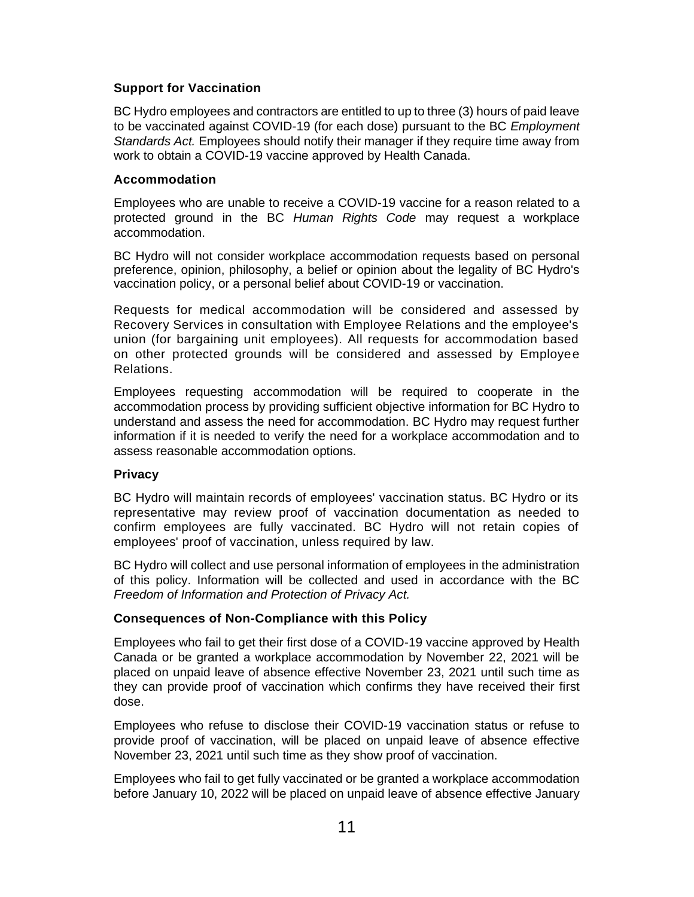**Support for Vaccination**

BC Hydro employees and contractors are entitled to up to three (3) hours of paid leave to be vaccinated against COVID-19 (for each dose) pursuant to the BC *Employment Standards Act.* Employees should notify their manager if they require time away from work to obtain a COVID-19 vaccine approved by Health Canada.

**Accommodation**

Employees who are unable to receive a COVID-19 vaccine for a reason related to a protected ground in the BC *Human Rights Code* may request a workplace accommodation.

BC Hydro will not consider workplace accommodation requests based on personal preference, opinion, philosophy, a belief or opinion about the legality of BC Hydro's vaccination policy, or a personal belief about COVID-19 or vaccination.

Requests for medical accommodation will be considered and assessed by Recovery Services in consultation with Employee Relations and the employee's union (for bargaining unit employees). All requests for accommodation based on other protected grounds will be considered and assessed by Employee Relations.

Employees requesting accommodation will be required to cooperate in the accommodation process by providing sufficient objective information for BC Hydro to understand and assess the need for accommodation. BC Hydro may request further information if it is needed to verify the need for a workplace accommodation and to assess reasonable accommodation options.

**Privacy**

BC Hydro will maintain records of employees' vaccination status. BC Hydro or its representative may review proof of vaccination documentation as needed to confirm employees are fully vaccinated. BC Hydro will not retain copies of employees' proof of vaccination, unless required by law.

BC Hydro will collect and use personal information of employees in the administration of this policy. Information will be collected and used in accordance with the BC *Freedom of Information and Protection of Privacy Act.*

**Consequences of Non-Compliance with this Policy**

Employees who fail to get their first dose of a COVID-19 vaccine approved by Health Canada or be granted a workplace accommodation by November 22, 2021 will be placed on unpaid leave of absence effective November 23, 2021 until such time as they can provide proof of vaccination which confirms they have received their first dose.

Employees who refuse to disclose their COVID-19 vaccination status or refuse to provide proof of vaccination, will be placed on unpaid leave of absence effective November 23, 2021 until such time as they show proof of vaccination.

Employees who fail to get fully vaccinated or be granted a workplace accommodation before January 10, 2022 will be placed on unpaid leave of absence effective January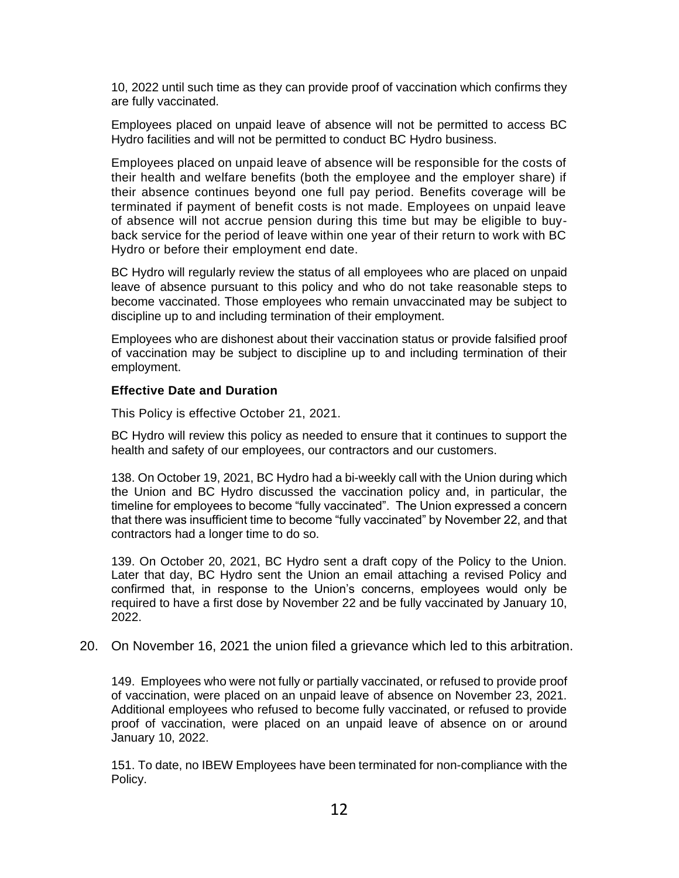10, 2022 until such time as they can provide proof of vaccination which confirms they are fully vaccinated.

Employees placed on unpaid leave of absence will not be permitted to access BC Hydro facilities and will not be permitted to conduct BC Hydro business.

Employees placed on unpaid leave of absence will be responsible for the costs of their health and welfare benefits (both the employee and the employer share) if their absence continues beyond one full pay period. Benefits coverage will be terminated if payment of benefit costs is not made. Employees on unpaid leave of absence will not accrue pension during this time but may be eligible to buy-back service for the period of leave within one year of their return to work with BC Hydro or before their employment end date.

BC Hydro will regularly review the status of all employees who are placed on unpaid leave of absence pursuant to this policy and who do not take reasonable steps to become vaccinated. Those employees who remain unvaccinated may be subject to discipline up to and including termination of their employment.

Employees who are dishonest about their vaccination status or provide falsified proof of vaccination may be subject to discipline up to and including termination of their employment.

**Effective Date and Duration**

This Policy is effective October 21, 2021.

BC Hydro will review this policy as needed to ensure that it continues to support the health and safety of our employees, our contractors and our customers.

138. On October 19, 2021, BC Hydro had a bi-weekly call with the Union during which the Union and BC Hydro discussed the vaccination policy and, in particular, the timeline for employees to become "fully vaccinated". The Union expressed a concern that there was insufficient time to become "fully vaccinated" by November 22, and that contractors had a longer time to do so.

139. On October 20, 2021, BC Hydro sent a draft copy of the Policy to the Union. Later that day, BC Hydro sent the Union an email attaching a revised Policy and confirmed that, in response to the Union's concerns, employees would only be required to have a first dose by November 22 and be fully vaccinated by January 10, 2022.

20. On November 16, 2021 the union filed a grievance which led to this arbitration.

149. Employees who were not fully or partially vaccinated, or refused to provide proof of vaccination, were placed on an unpaid leave of absence on November 23, 2021. Additional employees who refused to become fully vaccinated, or refused to provide proof of vaccination, were placed on an unpaid leave of absence on or around January 10, 2022.

151. To date, no IBEW Employees have been terminated for non-compliance with the Policy.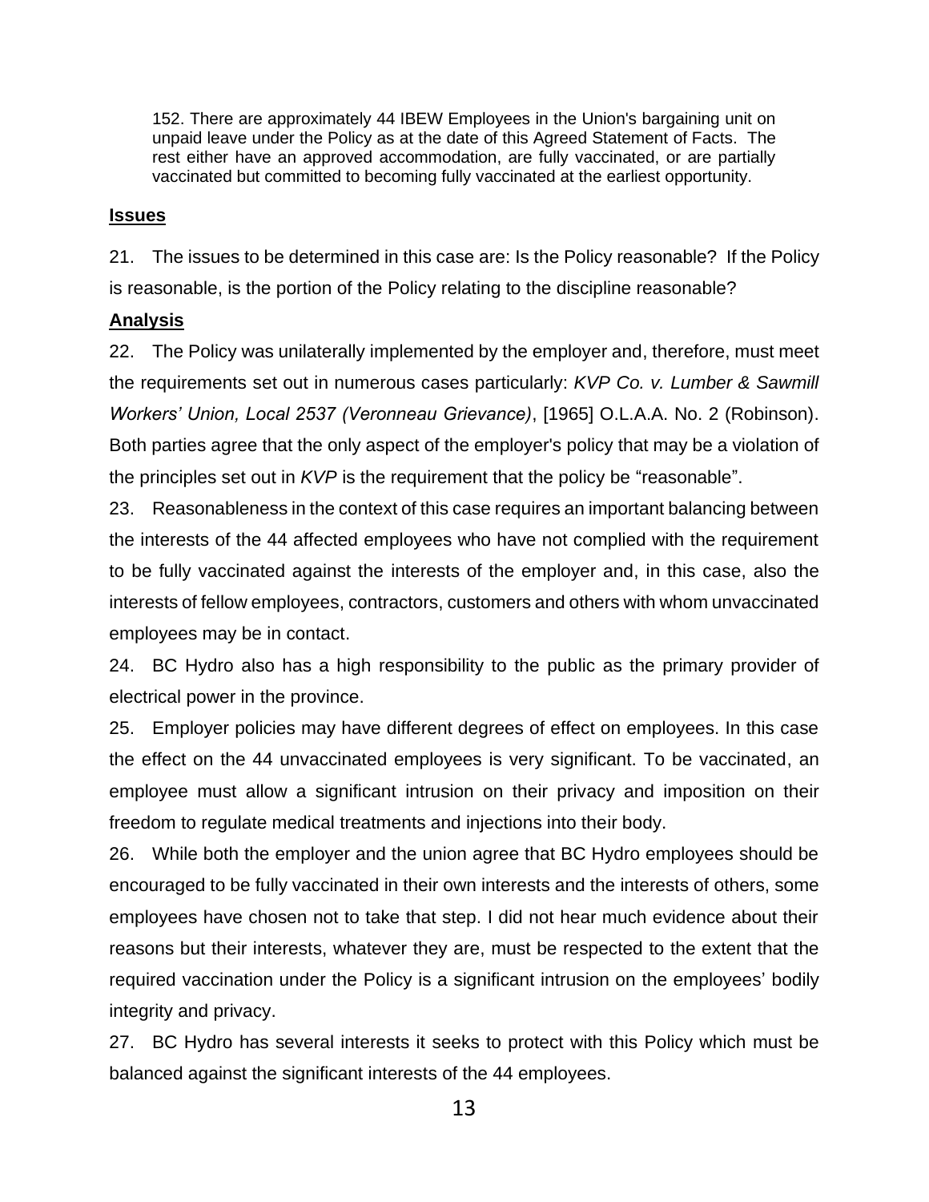> 152. There are approximately 44 IBEW Employees in the Union's bargaining unit on unpaid leave under the Policy as at the date of this Agreed Statement of Facts. The rest either have an approved accommodation, are fully vaccinated, or are partially vaccinated but committed to becoming fully vaccinated at the earliest opportunity.

## Issues

21. The issues to be determined in this case are: Is the Policy reasonable? If the Policy is reasonable, is the portion of the Policy relating to the discipline reasonable?

## Analysis

22. The Policy was unilaterally implemented by the employer and, therefore, must meet the requirements set out in numerous cases particularly: *KVP Co. v. Lumber & Sawmill Workers' Union, Local 2537 (Veronneau Grievance)*, [1965] O.L.A.A. No. 2 (Robinson). Both parties agree that the only aspect of the employer's policy that may be a violation of the principles set out in *KVP* is the requirement that the policy be "reasonable".

23. Reasonableness in the context of this case requires an important balancing between the interests of the 44 affected employees who have not complied with the requirement to be fully vaccinated against the interests of the employer and, in this case, also the interests of fellow employees, contractors, customers and others with whom unvaccinated employees may be in contact.

24. BC Hydro also has a high responsibility to the public as the primary provider of electrical power in the province.

25. Employer policies may have different degrees of effect on employees. In this case the effect on the 44 unvaccinated employees is very significant. To be vaccinated, an employee must allow a significant intrusion on their privacy and imposition on their freedom to regulate medical treatments and injections into their body.

26. While both the employer and the union agree that BC Hydro employees should be encouraged to be fully vaccinated in their own interests and the interests of others, some employees have chosen not to take that step. I did not hear much evidence about their reasons but their interests, whatever they are, must be respected to the extent that the required vaccination under the Policy is a significant intrusion on the employees' bodily integrity and privacy.

27. BC Hydro has several interests it seeks to protect with this Policy which must be balanced against the significant interests of the 44 employees.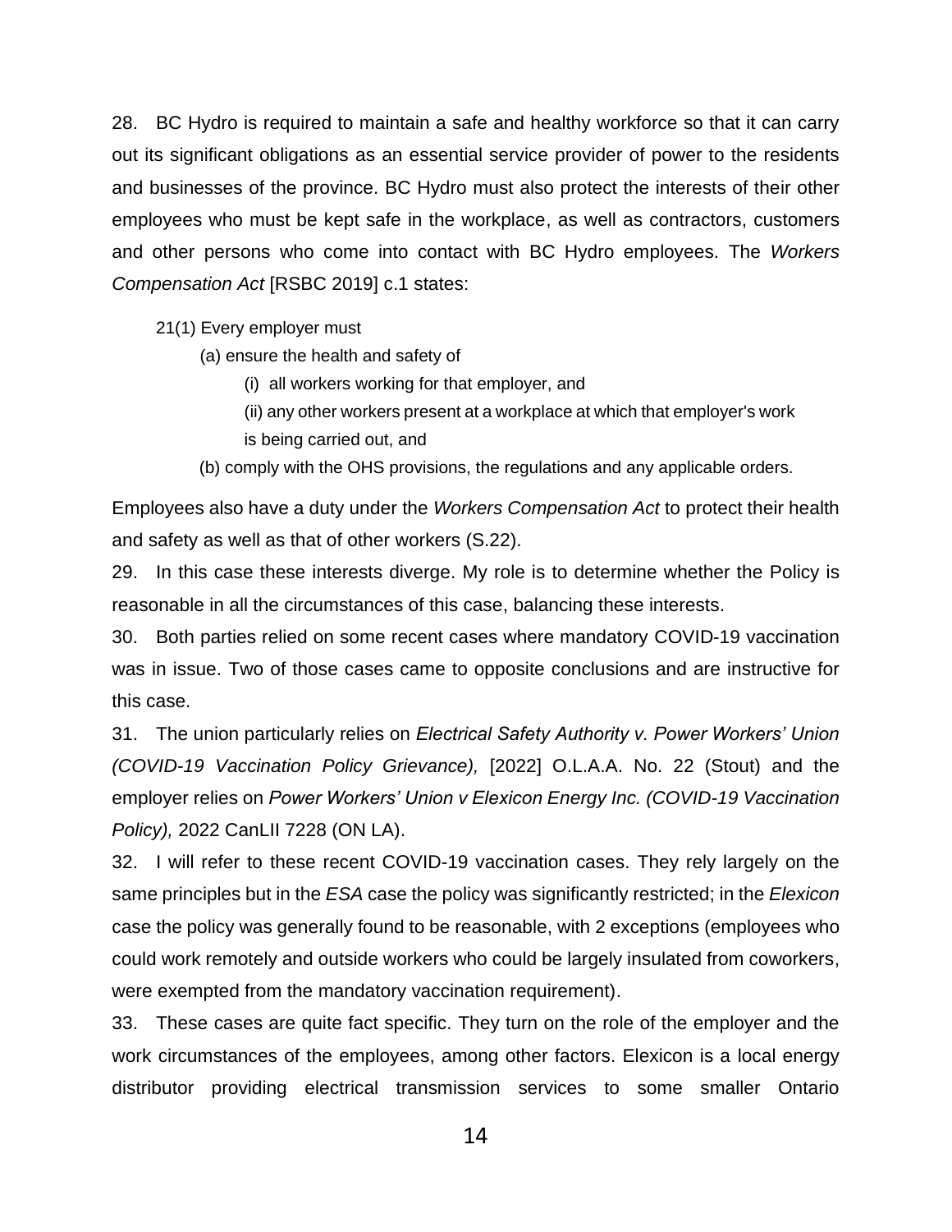28. BC Hydro is required to maintain a safe and healthy workforce so that it can carry out its significant obligations as an essential service provider of power to the residents and businesses of the province. BC Hydro must also protect the interests of their other employees who must be kept safe in the workplace, as well as contractors, customers and other persons who come into contact with BC Hydro employees. The *Workers Compensation Act* [RSBC 2019] c.1 states:

> 21(1) Every employer must
>
> (a) ensure the health and safety of
>
> (i) all workers working for that employer, and
>
> (ii) any other workers present at a workplace at which that employer's work is being carried out, and
>
> (b) comply with the OHS provisions, the regulations and any applicable orders.

Employees also have a duty under the *Workers Compensation Act* to protect their health and safety as well as that of other workers (S.22).

29. In this case these interests diverge. My role is to determine whether the Policy is reasonable in all the circumstances of this case, balancing these interests.

30. Both parties relied on some recent cases where mandatory COVID-19 vaccination was in issue. Two of those cases came to opposite conclusions and are instructive for this case.

31. The union particularly relies on *Electrical Safety Authority v. Power Workers' Union (COVID-19 Vaccination Policy Grievance),* [2022] O.L.A.A. No. 22 (Stout) and the employer relies on *Power Workers' Union v Elexicon Energy Inc. (COVID-19 Vaccination Policy),* 2022 CanLII 7228 (ON LA).

32. I will refer to these recent COVID-19 vaccination cases. They rely largely on the same principles but in the *ESA* case the policy was significantly restricted; in the *Elexicon* case the policy was generally found to be reasonable, with 2 exceptions (employees who could work remotely and outside workers who could be largely insulated from coworkers, were exempted from the mandatory vaccination requirement).

33. These cases are quite fact specific. They turn on the role of the employer and the work circumstances of the employees, among other factors. Elexicon is a local energy distributor providing electrical transmission services to some smaller Ontario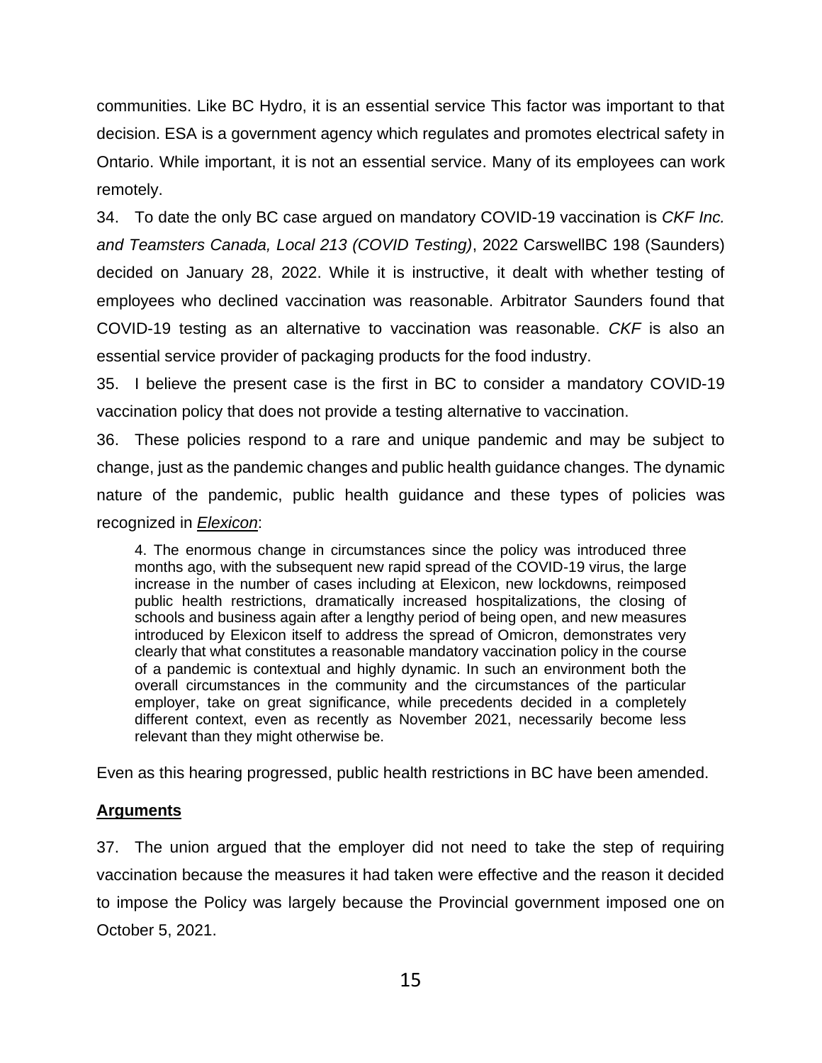communities. Like BC Hydro, it is an essential service This factor was important to that decision. ESA is a government agency which regulates and promotes electrical safety in Ontario. While important, it is not an essential service. Many of its employees can work remotely.

34. To date the only BC case argued on mandatory COVID-19 vaccination is *CKF Inc. and Teamsters Canada, Local 213 (COVID Testing)*, 2022 CarswellBC 198 (Saunders) decided on January 28, 2022. While it is instructive, it dealt with whether testing of employees who declined vaccination was reasonable. Arbitrator Saunders found that COVID-19 testing as an alternative to vaccination was reasonable. *CKF* is also an essential service provider of packaging products for the food industry.

35. I believe the present case is the first in BC to consider a mandatory COVID-19 vaccination policy that does not provide a testing alternative to vaccination.

36. These policies respond to a rare and unique pandemic and may be subject to change, just as the pandemic changes and public health guidance changes. The dynamic nature of the pandemic, public health guidance and these types of policies was recognized in ***Elexicon***:

> 4. The enormous change in circumstances since the policy was introduced three months ago, with the subsequent new rapid spread of the COVID-19 virus, the large increase in the number of cases including at Elexicon, new lockdowns, reimposed public health restrictions, dramatically increased hospitalizations, the closing of schools and business again after a lengthy period of being open, and new measures introduced by Elexicon itself to address the spread of Omicron, demonstrates very clearly that what constitutes a reasonable mandatory vaccination policy in the course of a pandemic is contextual and highly dynamic. In such an environment both the overall circumstances in the community and the circumstances of the particular employer, take on great significance, while precedents decided in a completely different context, even as recently as November 2021, necessarily become less relevant than they might otherwise be.

Even as this hearing progressed, public health restrictions in BC have been amended.

**Arguments**

37. The union argued that the employer did not need to take the step of requiring vaccination because the measures it had taken were effective and the reason it decided to impose the Policy was largely because the Provincial government imposed one on October 5, 2021.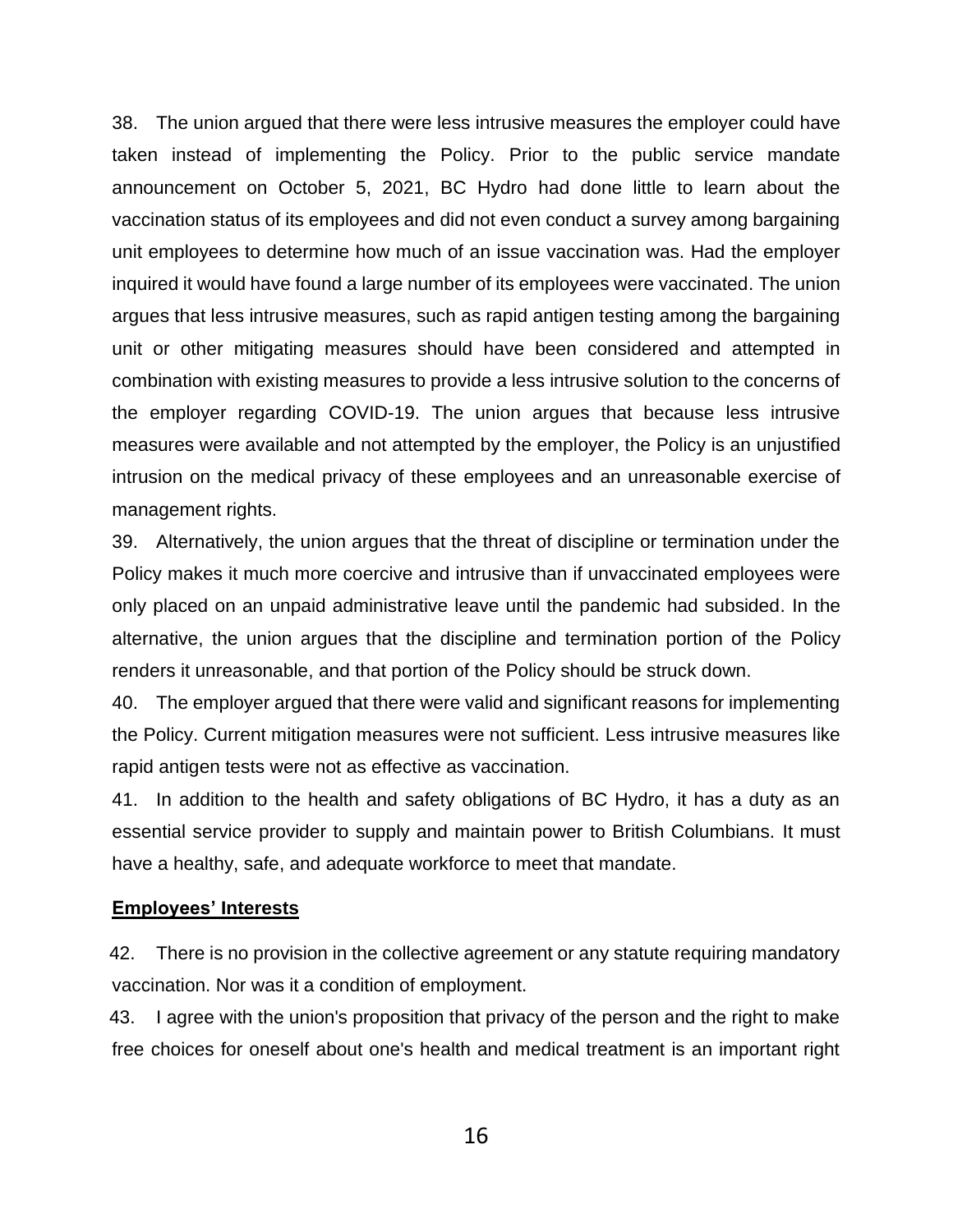38. The union argued that there were less intrusive measures the employer could have taken instead of implementing the Policy. Prior to the public service mandate announcement on October 5, 2021, BC Hydro had done little to learn about the vaccination status of its employees and did not even conduct a survey among bargaining unit employees to determine how much of an issue vaccination was. Had the employer inquired it would have found a large number of its employees were vaccinated. The union argues that less intrusive measures, such as rapid antigen testing among the bargaining unit or other mitigating measures should have been considered and attempted in combination with existing measures to provide a less intrusive solution to the concerns of the employer regarding COVID-19. The union argues that because less intrusive measures were available and not attempted by the employer, the Policy is an unjustified intrusion on the medical privacy of these employees and an unreasonable exercise of management rights.

39. Alternatively, the union argues that the threat of discipline or termination under the Policy makes it much more coercive and intrusive than if unvaccinated employees were only placed on an unpaid administrative leave until the pandemic had subsided. In the alternative, the union argues that the discipline and termination portion of the Policy renders it unreasonable, and that portion of the Policy should be struck down.

40. The employer argued that there were valid and significant reasons for implementing the Policy. Current mitigation measures were not sufficient. Less intrusive measures like rapid antigen tests were not as effective as vaccination.

41. In addition to the health and safety obligations of BC Hydro, it has a duty as an essential service provider to supply and maintain power to British Columbians. It must have a healthy, safe, and adequate workforce to meet that mandate.

**Employees' Interests**

42. There is no provision in the collective agreement or any statute requiring mandatory vaccination. Nor was it a condition of employment.

43. I agree with the union's proposition that privacy of the person and the right to make free choices for oneself about one's health and medical treatment is an important right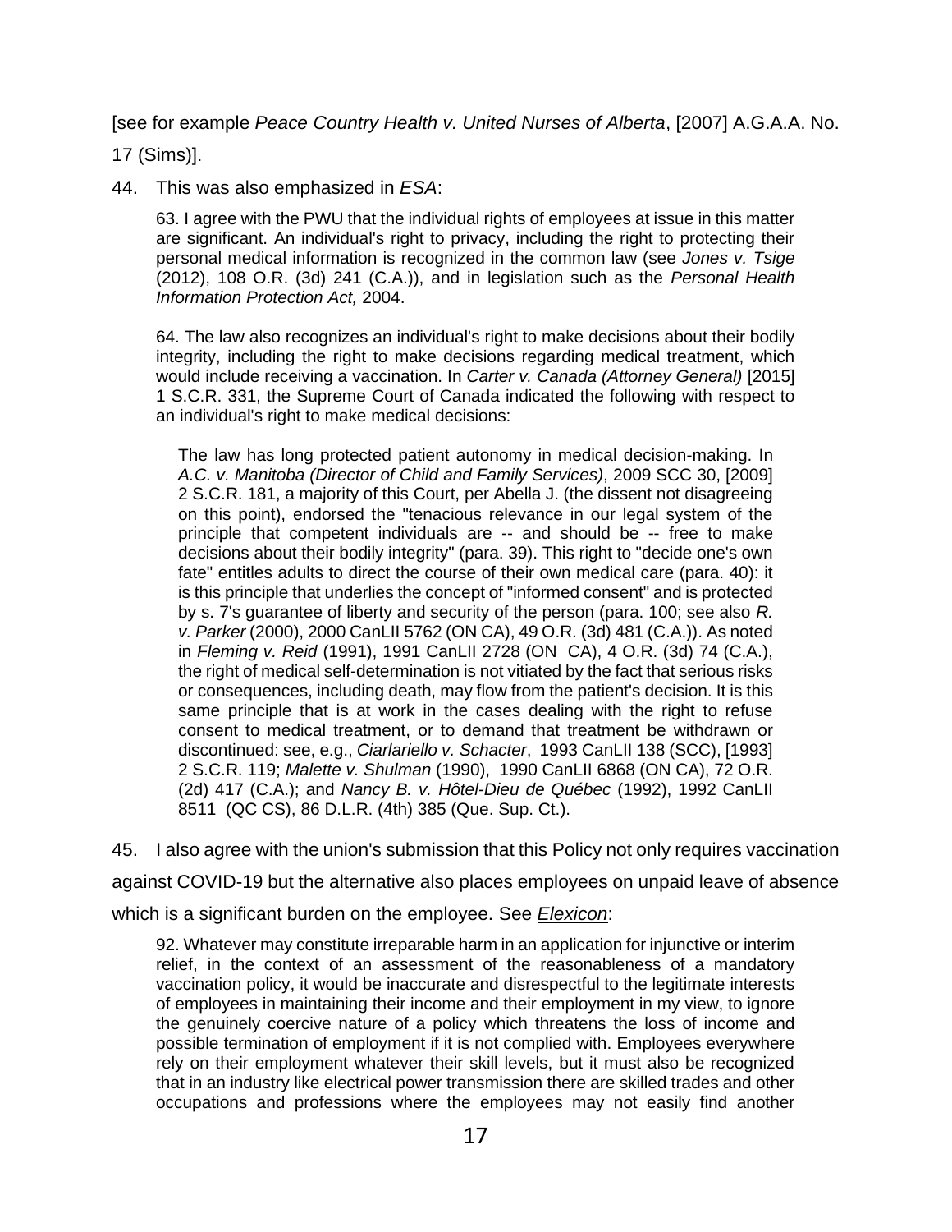[see for example *Peace Country Health v. United Nurses of Alberta*, [2007] A.G.A.A. No. 17 (Sims)].

44. This was also emphasized in *ESA*:

> 63. I agree with the PWU that the individual rights of employees at issue in this matter are significant. An individual's right to privacy, including the right to protecting their personal medical information is recognized in the common law (see *Jones v. Tsige* (2012), 108 O.R. (3d) 241 (C.A.)), and in legislation such as the *Personal Health Information Protection Act,* 2004.
>
> 64. The law also recognizes an individual's right to make decisions about their bodily integrity, including the right to make decisions regarding medical treatment, which would include receiving a vaccination. In *Carter v. Canada (Attorney General)* [2015] 1 S.C.R. 331, the Supreme Court of Canada indicated the following with respect to an individual's right to make medical decisions:
>
> > The law has long protected patient autonomy in medical decision-making. In *A.C. v. Manitoba (Director of Child and Family Services)*, 2009 SCC 30, [2009] 2 S.C.R. 181, a majority of this Court, per Abella J. (the dissent not disagreeing on this point), endorsed the "tenacious relevance in our legal system of the principle that competent individuals are -- and should be -- free to make decisions about their bodily integrity" (para. 39). This right to "decide one's own fate" entitles adults to direct the course of their own medical care (para. 40): it is this principle that underlies the concept of "informed consent" and is protected by s. 7's guarantee of liberty and security of the person (para. 100; see also *R. v. Parker* (2000), 2000 CanLII 5762 (ON CA), 49 O.R. (3d) 481 (C.A.)). As noted in *Fleming v. Reid* (1991), 1991 CanLII 2728 (ON CA), 4 O.R. (3d) 74 (C.A.), the right of medical self-determination is not vitiated by the fact that serious risks or consequences, including death, may flow from the patient's decision. It is this same principle that is at work in the cases dealing with the right to refuse consent to medical treatment, or to demand that treatment be withdrawn or discontinued: see, e.g., *Ciarlariello v. Schacter*, 1993 CanLII 138 (SCC), [1993] 2 S.C.R. 119; *Malette v. Shulman* (1990), 1990 CanLII 6868 (ON CA), 72 O.R. (2d) 417 (C.A.); and *Nancy B. v. Hôtel-Dieu de Québec* (1992), 1992 CanLII 8511 (QC CS), 86 D.L.R. (4th) 385 (Que. Sup. Ct.).

45. I also agree with the union's submission that this Policy not only requires vaccination against COVID-19 but the alternative also places employees on unpaid leave of absence which is a significant burden on the employee. See ***Elexicon***:

> 92. Whatever may constitute irreparable harm in an application for injunctive or interim relief, in the context of an assessment of the reasonableness of a mandatory vaccination policy, it would be inaccurate and disrespectful to the legitimate interests of employees in maintaining their income and their employment in my view, to ignore the genuinely coercive nature of a policy which threatens the loss of income and possible termination of employment if it is not complied with. Employees everywhere rely on their employment whatever their skill levels, but it must also be recognized that in an industry like electrical power transmission there are skilled trades and other occupations and professions where the employees may not easily find another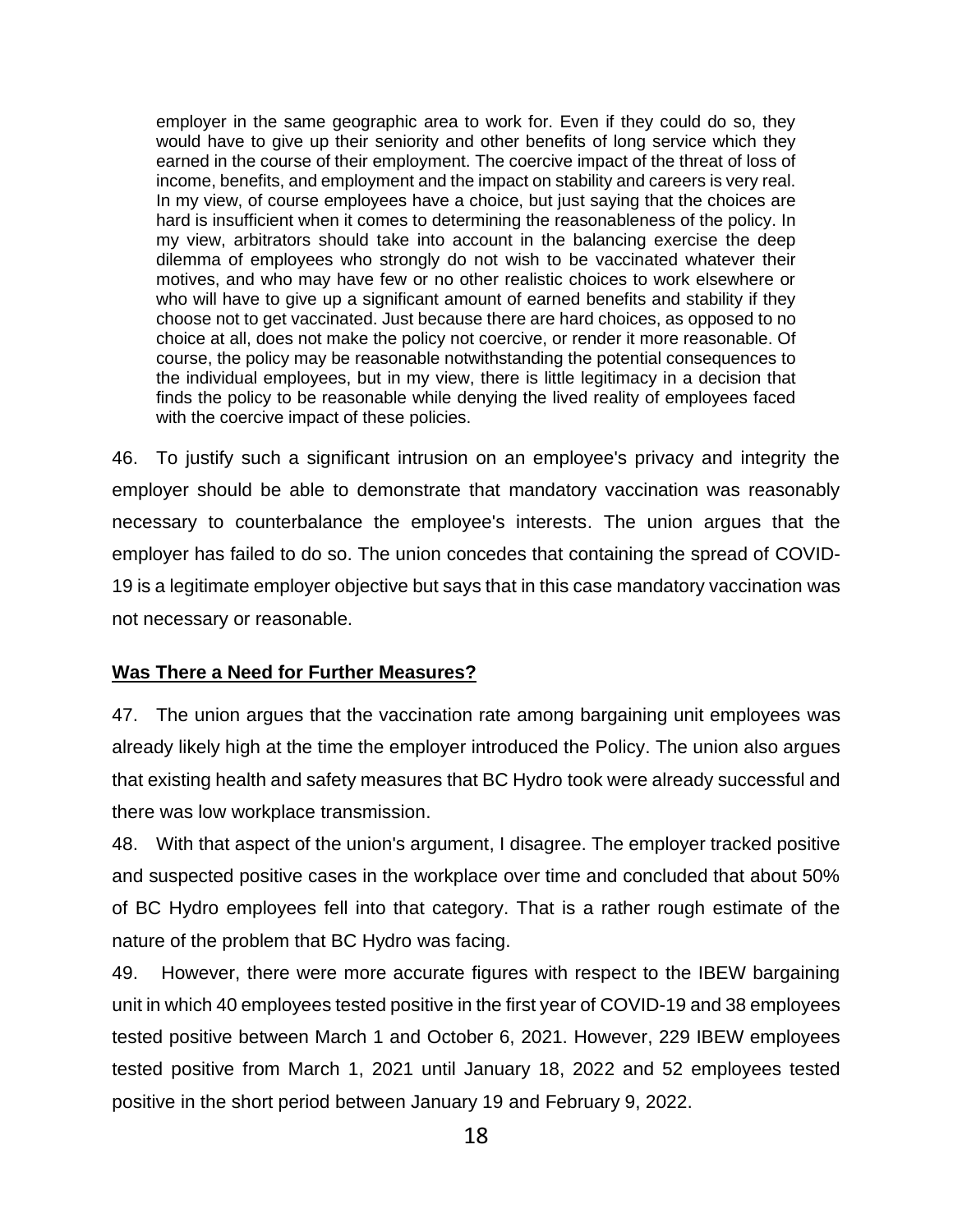> employer in the same geographic area to work for. Even if they could do so, they would have to give up their seniority and other benefits of long service which they earned in the course of their employment. The coercive impact of the threat of loss of income, benefits, and employment and the impact on stability and careers is very real. In my view, of course employees have a choice, but just saying that the choices are hard is insufficient when it comes to determining the reasonableness of the policy. In my view, arbitrators should take into account in the balancing exercise the deep dilemma of employees who strongly do not wish to be vaccinated whatever their motives, and who may have few or no other realistic choices to work elsewhere or who will have to give up a significant amount of earned benefits and stability if they choose not to get vaccinated. Just because there are hard choices, as opposed to no choice at all, does not make the policy not coercive, or render it more reasonable. Of course, the policy may be reasonable notwithstanding the potential consequences to the individual employees, but in my view, there is little legitimacy in a decision that finds the policy to be reasonable while denying the lived reality of employees faced with the coercive impact of these policies.

46. To justify such a significant intrusion on an employee's privacy and integrity the employer should be able to demonstrate that mandatory vaccination was reasonably necessary to counterbalance the employee's interests. The union argues that the employer has failed to do so. The union concedes that containing the spread of COVID-19 is a legitimate employer objective but says that in this case mandatory vaccination was not necessary or reasonable.

**Was There a Need for Further Measures?**

47. The union argues that the vaccination rate among bargaining unit employees was already likely high at the time the employer introduced the Policy. The union also argues that existing health and safety measures that BC Hydro took were already successful and there was low workplace transmission.

48. With that aspect of the union's argument, I disagree. The employer tracked positive and suspected positive cases in the workplace over time and concluded that about 50% of BC Hydro employees fell into that category. That is a rather rough estimate of the nature of the problem that BC Hydro was facing.

49. However, there were more accurate figures with respect to the IBEW bargaining unit in which 40 employees tested positive in the first year of COVID-19 and 38 employees tested positive between March 1 and October 6, 2021. However, 229 IBEW employees tested positive from March 1, 2021 until January 18, 2022 and 52 employees tested positive in the short period between January 19 and February 9, 2022.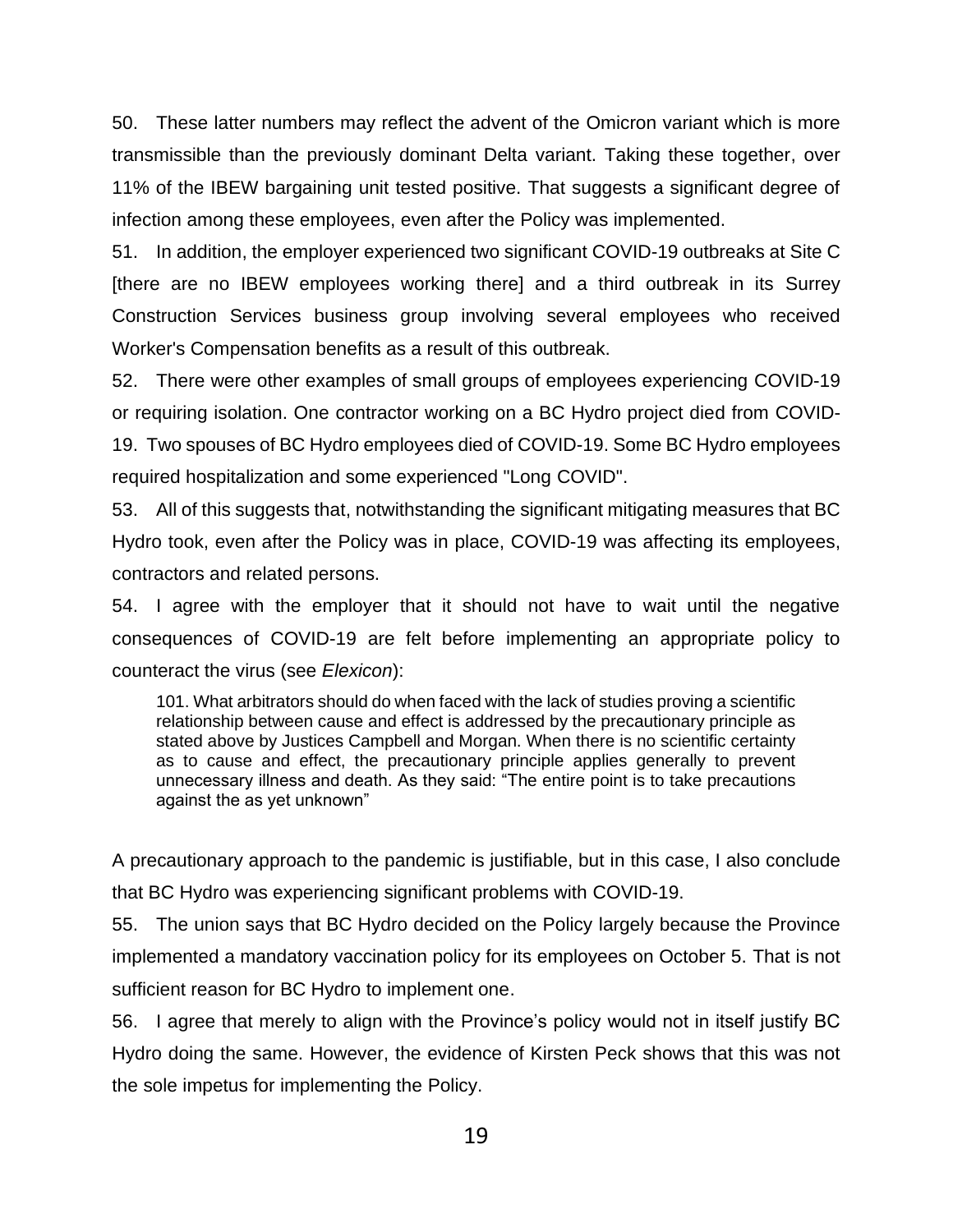50. These latter numbers may reflect the advent of the Omicron variant which is more transmissible than the previously dominant Delta variant. Taking these together, over 11% of the IBEW bargaining unit tested positive. That suggests a significant degree of infection among these employees, even after the Policy was implemented.

51. In addition, the employer experienced two significant COVID-19 outbreaks at Site C [there are no IBEW employees working there] and a third outbreak in its Surrey Construction Services business group involving several employees who received Worker's Compensation benefits as a result of this outbreak.

52. There were other examples of small groups of employees experiencing COVID-19 or requiring isolation. One contractor working on a BC Hydro project died from COVID-19. Two spouses of BC Hydro employees died of COVID-19. Some BC Hydro employees required hospitalization and some experienced "Long COVID".

53. All of this suggests that, notwithstanding the significant mitigating measures that BC Hydro took, even after the Policy was in place, COVID-19 was affecting its employees, contractors and related persons.

54. I agree with the employer that it should not have to wait until the negative consequences of COVID-19 are felt before implementing an appropriate policy to counteract the virus (see *Elexicon*):

> 101. What arbitrators should do when faced with the lack of studies proving a scientific relationship between cause and effect is addressed by the precautionary principle as stated above by Justices Campbell and Morgan. When there is no scientific certainty as to cause and effect, the precautionary principle applies generally to prevent unnecessary illness and death. As they said: "The entire point is to take precautions against the as yet unknown"

A precautionary approach to the pandemic is justifiable, but in this case, I also conclude that BC Hydro was experiencing significant problems with COVID-19.

55. The union says that BC Hydro decided on the Policy largely because the Province implemented a mandatory vaccination policy for its employees on October 5. That is not sufficient reason for BC Hydro to implement one.

56. I agree that merely to align with the Province's policy would not in itself justify BC Hydro doing the same. However, the evidence of Kirsten Peck shows that this was not the sole impetus for implementing the Policy.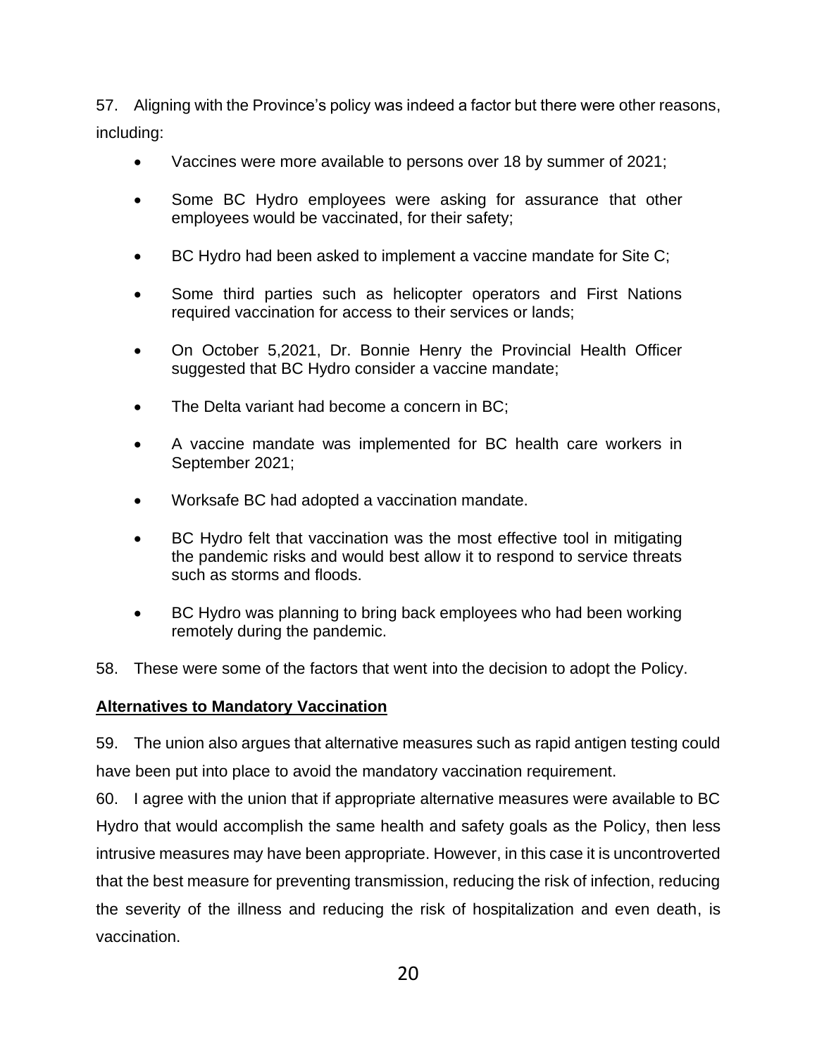57. Aligning with the Province's policy was indeed a factor but there were other reasons, including:

- Vaccines were more available to persons over 18 by summer of 2021;
- Some BC Hydro employees were asking for assurance that other employees would be vaccinated, for their safety;
- BC Hydro had been asked to implement a vaccine mandate for Site C;
- Some third parties such as helicopter operators and First Nations required vaccination for access to their services or lands;
- On October 5,2021, Dr. Bonnie Henry the Provincial Health Officer suggested that BC Hydro consider a vaccine mandate;
- The Delta variant had become a concern in BC;
- A vaccine mandate was implemented for BC health care workers in September 2021;
- Worksafe BC had adopted a vaccination mandate.
- BC Hydro felt that vaccination was the most effective tool in mitigating the pandemic risks and would best allow it to respond to service threats such as storms and floods.
- BC Hydro was planning to bring back employees who had been working remotely during the pandemic.

58. These were some of the factors that went into the decision to adopt the Policy.

**Alternatives to Mandatory Vaccination**

59. The union also argues that alternative measures such as rapid antigen testing could have been put into place to avoid the mandatory vaccination requirement.

60. I agree with the union that if appropriate alternative measures were available to BC Hydro that would accomplish the same health and safety goals as the Policy, then less intrusive measures may have been appropriate. However, in this case it is uncontroverted that the best measure for preventing transmission, reducing the risk of infection, reducing the severity of the illness and reducing the risk of hospitalization and even death, is vaccination.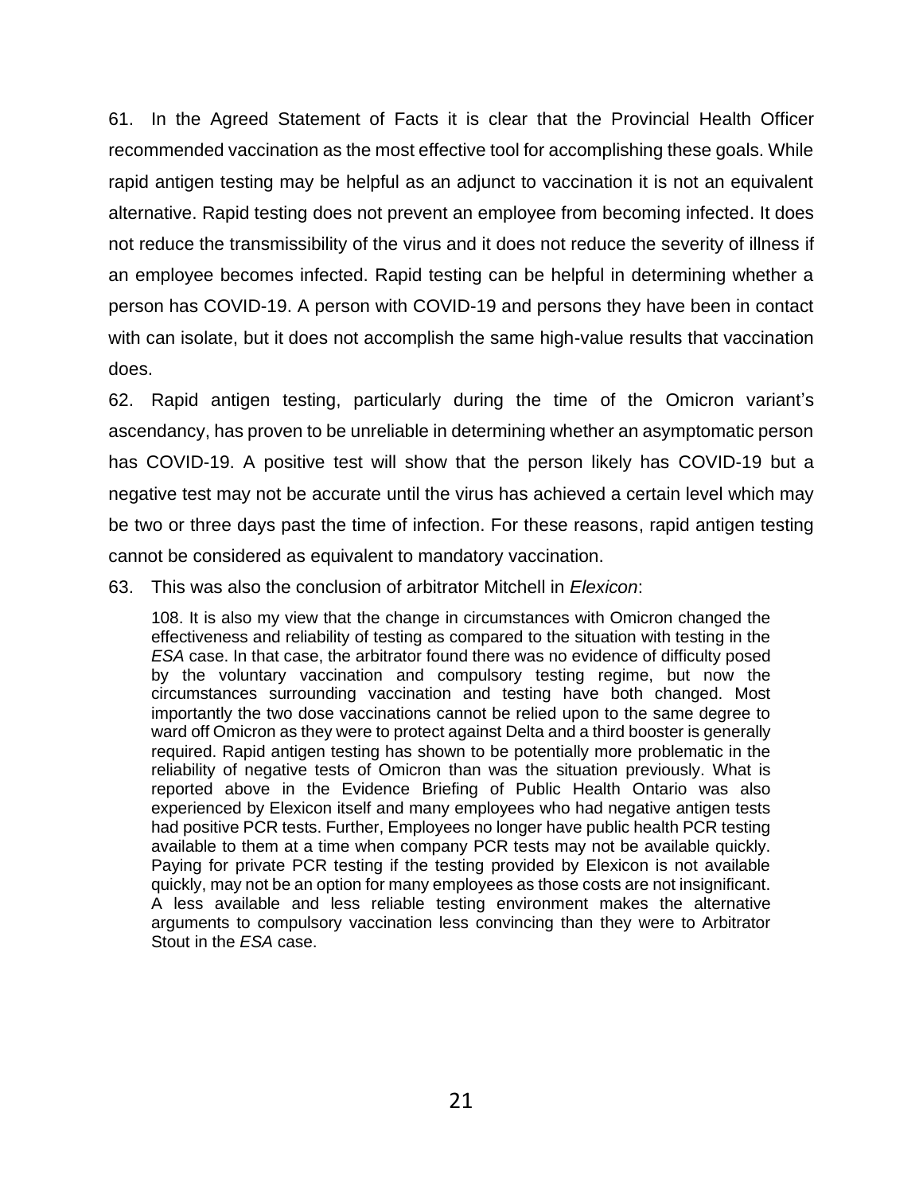61. In the Agreed Statement of Facts it is clear that the Provincial Health Officer recommended vaccination as the most effective tool for accomplishing these goals. While rapid antigen testing may be helpful as an adjunct to vaccination it is not an equivalent alternative. Rapid testing does not prevent an employee from becoming infected. It does not reduce the transmissibility of the virus and it does not reduce the severity of illness if an employee becomes infected. Rapid testing can be helpful in determining whether a person has COVID-19. A person with COVID-19 and persons they have been in contact with can isolate, but it does not accomplish the same high-value results that vaccination does.

62. Rapid antigen testing, particularly during the time of the Omicron variant's ascendancy, has proven to be unreliable in determining whether an asymptomatic person has COVID-19. A positive test will show that the person likely has COVID-19 but a negative test may not be accurate until the virus has achieved a certain level which may be two or three days past the time of infection. For these reasons, rapid antigen testing cannot be considered as equivalent to mandatory vaccination.

63. This was also the conclusion of arbitrator Mitchell in *Elexicon*:

> 108. It is also my view that the change in circumstances with Omicron changed the effectiveness and reliability of testing as compared to the situation with testing in the *ESA* case. In that case, the arbitrator found there was no evidence of difficulty posed by the voluntary vaccination and compulsory testing regime, but now the circumstances surrounding vaccination and testing have both changed. Most importantly the two dose vaccinations cannot be relied upon to the same degree to ward off Omicron as they were to protect against Delta and a third booster is generally required. Rapid antigen testing has shown to be potentially more problematic in the reliability of negative tests of Omicron than was the situation previously. What is reported above in the Evidence Briefing of Public Health Ontario was also experienced by Elexicon itself and many employees who had negative antigen tests had positive PCR tests. Further, Employees no longer have public health PCR testing available to them at a time when company PCR tests may not be available quickly. Paying for private PCR testing if the testing provided by Elexicon is not available quickly, may not be an option for many employees as those costs are not insignificant. A less available and less reliable testing environment makes the alternative arguments to compulsory vaccination less convincing than they were to Arbitrator Stout in the *ESA* case.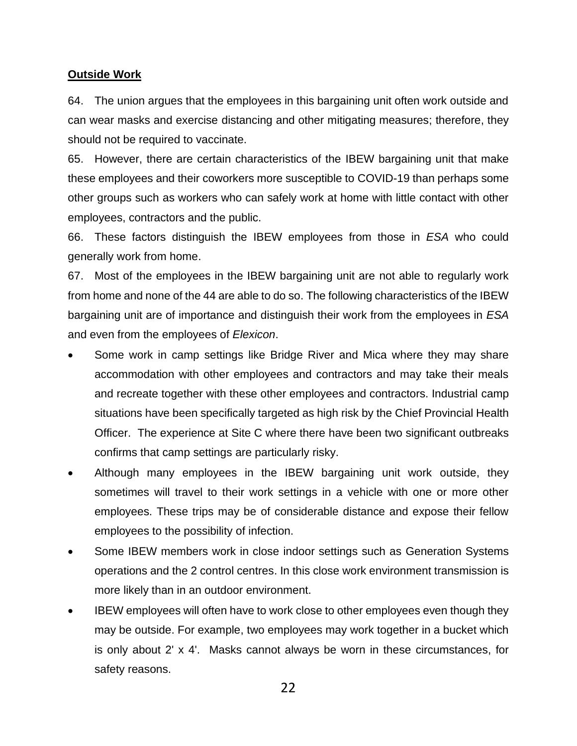**Outside Work**

64. The union argues that the employees in this bargaining unit often work outside and can wear masks and exercise distancing and other mitigating measures; therefore, they should not be required to vaccinate.

65. However, there are certain characteristics of the IBEW bargaining unit that make these employees and their coworkers more susceptible to COVID-19 than perhaps some other groups such as workers who can safely work at home with little contact with other employees, contractors and the public.

66. These factors distinguish the IBEW employees from those in *ESA* who could generally work from home.

67. Most of the employees in the IBEW bargaining unit are not able to regularly work from home and none of the 44 are able to do so. The following characteristics of the IBEW bargaining unit are of importance and distinguish their work from the employees in *ESA* and even from the employees of *Elexicon*.

- Some work in camp settings like Bridge River and Mica where they may share accommodation with other employees and contractors and may take their meals and recreate together with these other employees and contractors. Industrial camp situations have been specifically targeted as high risk by the Chief Provincial Health Officer. The experience at Site C where there have been two significant outbreaks confirms that camp settings are particularly risky.
- Although many employees in the IBEW bargaining unit work outside, they sometimes will travel to their work settings in a vehicle with one or more other employees. These trips may be of considerable distance and expose their fellow employees to the possibility of infection.
- Some IBEW members work in close indoor settings such as Generation Systems operations and the 2 control centres. In this close work environment transmission is more likely than in an outdoor environment.
- IBEW employees will often have to work close to other employees even though they may be outside. For example, two employees may work together in a bucket which is only about 2' x 4'. Masks cannot always be worn in these circumstances, for safety reasons.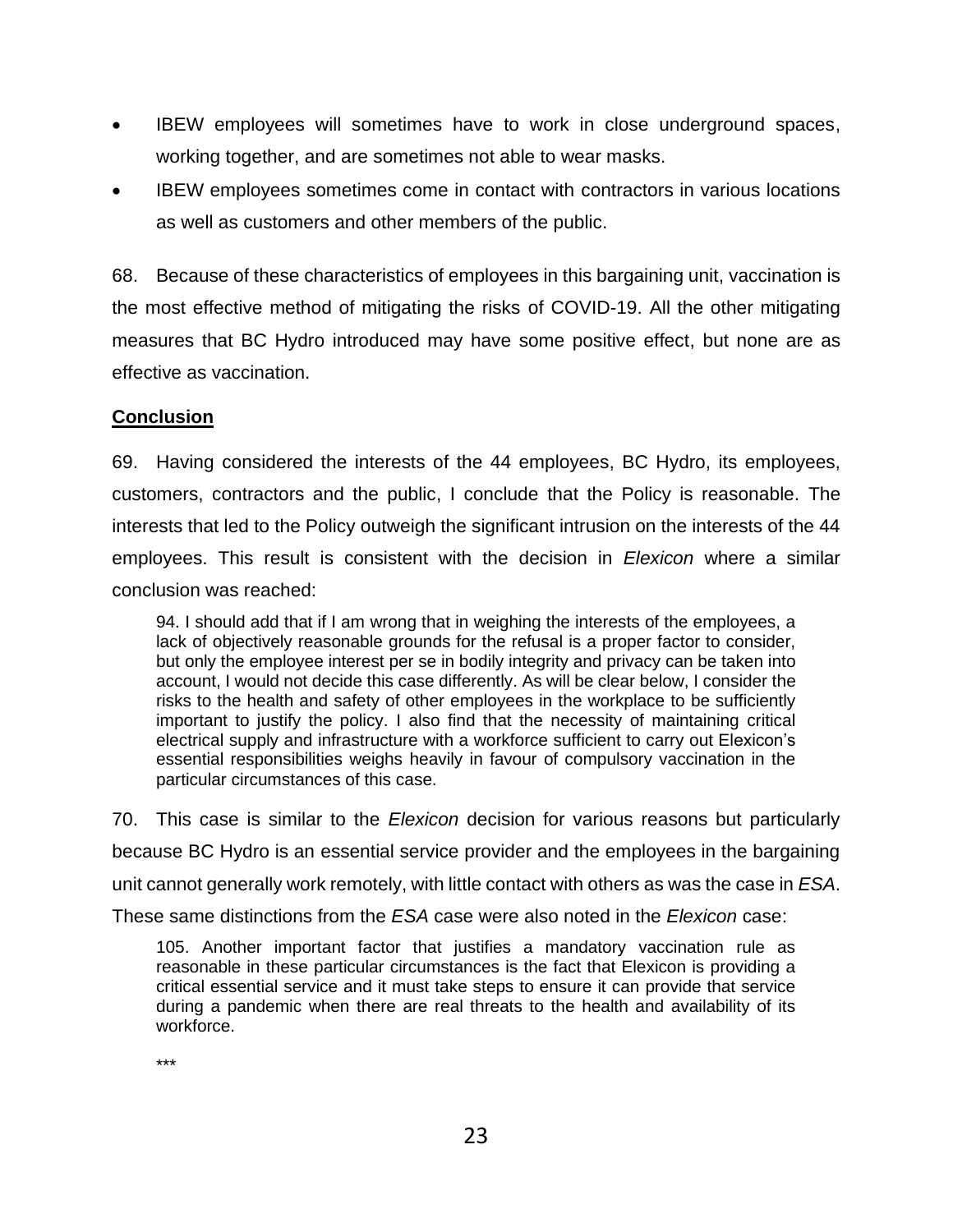- IBEW employees will sometimes have to work in close underground spaces, working together, and are sometimes not able to wear masks.
- IBEW employees sometimes come in contact with contractors in various locations as well as customers and other members of the public.

68. Because of these characteristics of employees in this bargaining unit, vaccination is the most effective method of mitigating the risks of COVID-19. All the other mitigating measures that BC Hydro introduced may have some positive effect, but none are as effective as vaccination.

**Conclusion**

69. Having considered the interests of the 44 employees, BC Hydro, its employees, customers, contractors and the public, I conclude that the Policy is reasonable. The interests that led to the Policy outweigh the significant intrusion on the interests of the 44 employees. This result is consistent with the decision in *Elexicon* where a similar conclusion was reached:

> 94. I should add that if I am wrong that in weighing the interests of the employees, a lack of objectively reasonable grounds for the refusal is a proper factor to consider, but only the employee interest per se in bodily integrity and privacy can be taken into account, I would not decide this case differently. As will be clear below, I consider the risks to the health and safety of other employees in the workplace to be sufficiently important to justify the policy. I also find that the necessity of maintaining critical electrical supply and infrastructure with a workforce sufficient to carry out Elexicon's essential responsibilities weighs heavily in favour of compulsory vaccination in the particular circumstances of this case.

70. This case is similar to the *Elexicon* decision for various reasons but particularly because BC Hydro is an essential service provider and the employees in the bargaining unit cannot generally work remotely, with little contact with others as was the case in *ESA*. These same distinctions from the *ESA* case were also noted in the *Elexicon* case:

> 105. Another important factor that justifies a mandatory vaccination rule as reasonable in these particular circumstances is the fact that Elexicon is providing a critical essential service and it must take steps to ensure it can provide that service during a pandemic when there are real threats to the health and availability of its workforce.
>
> \*\*\*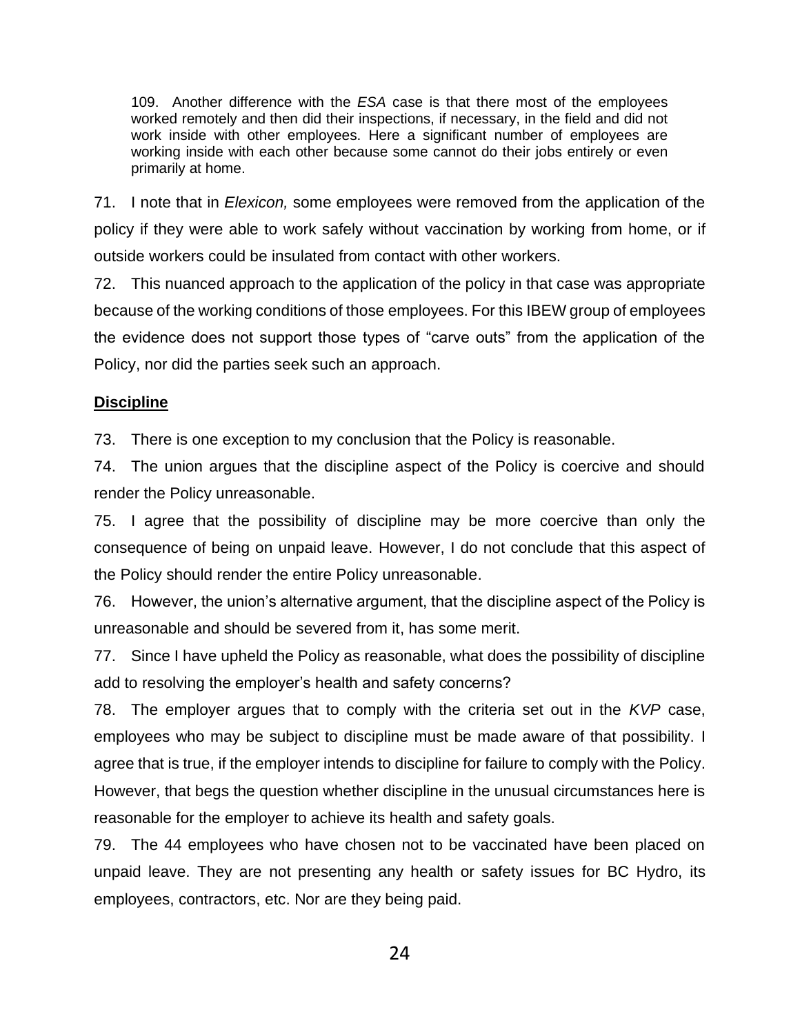> 109. Another difference with the *ESA* case is that there most of the employees worked remotely and then did their inspections, if necessary, in the field and did not work inside with other employees. Here a significant number of employees are working inside with each other because some cannot do their jobs entirely or even primarily at home.

71. I note that in *Elexicon,* some employees were removed from the application of the policy if they were able to work safely without vaccination by working from home, or if outside workers could be insulated from contact with other workers.

72. This nuanced approach to the application of the policy in that case was appropriate because of the working conditions of those employees. For this IBEW group of employees the evidence does not support those types of "carve outs" from the application of the Policy, nor did the parties seek such an approach.

**Discipline**

73. There is one exception to my conclusion that the Policy is reasonable.

74. The union argues that the discipline aspect of the Policy is coercive and should render the Policy unreasonable.

75. I agree that the possibility of discipline may be more coercive than only the consequence of being on unpaid leave. However, I do not conclude that this aspect of the Policy should render the entire Policy unreasonable.

76. However, the union's alternative argument, that the discipline aspect of the Policy is unreasonable and should be severed from it, has some merit.

77. Since I have upheld the Policy as reasonable, what does the possibility of discipline add to resolving the employer's health and safety concerns?

78. The employer argues that to comply with the criteria set out in the *KVP* case, employees who may be subject to discipline must be made aware of that possibility. I agree that is true, if the employer intends to discipline for failure to comply with the Policy. However, that begs the question whether discipline in the unusual circumstances here is reasonable for the employer to achieve its health and safety goals.

79. The 44 employees who have chosen not to be vaccinated have been placed on unpaid leave. They are not presenting any health or safety issues for BC Hydro, its employees, contractors, etc. Nor are they being paid.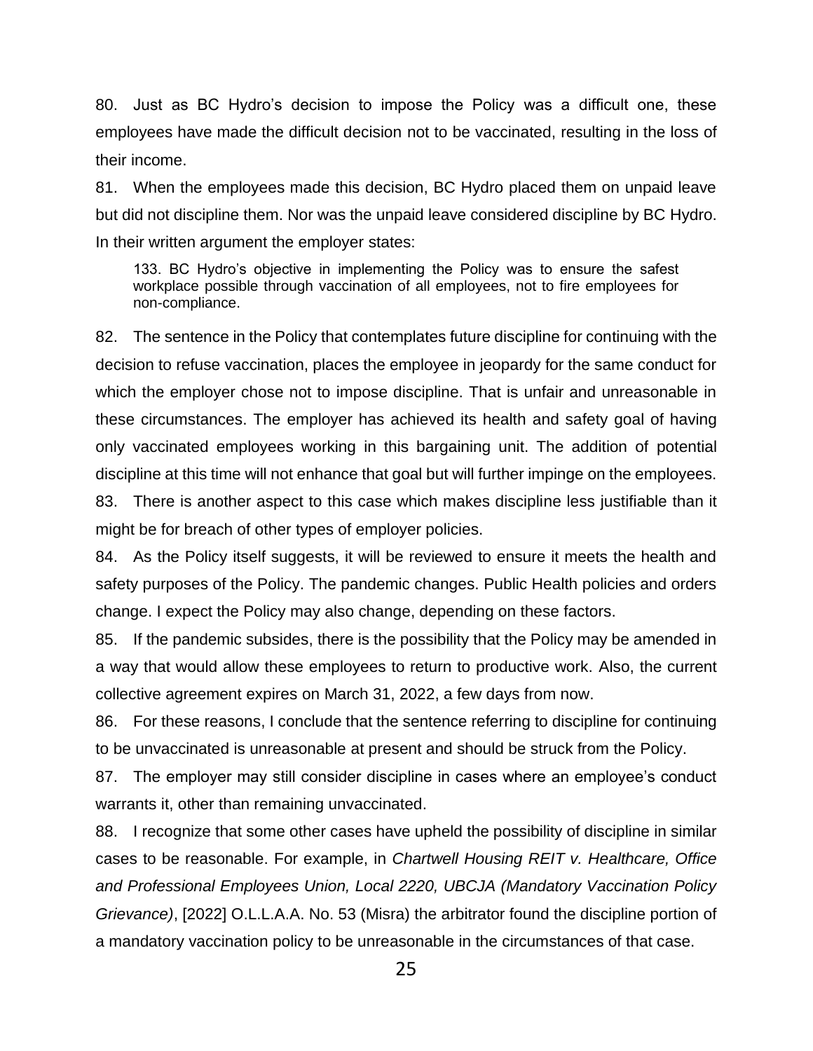80. Just as BC Hydro's decision to impose the Policy was a difficult one, these employees have made the difficult decision not to be vaccinated, resulting in the loss of their income.

81. When the employees made this decision, BC Hydro placed them on unpaid leave but did not discipline them. Nor was the unpaid leave considered discipline by BC Hydro. In their written argument the employer states:

> 133. BC Hydro's objective in implementing the Policy was to ensure the safest workplace possible through vaccination of all employees, not to fire employees for non-compliance.

82. The sentence in the Policy that contemplates future discipline for continuing with the decision to refuse vaccination, places the employee in jeopardy for the same conduct for which the employer chose not to impose discipline. That is unfair and unreasonable in these circumstances. The employer has achieved its health and safety goal of having only vaccinated employees working in this bargaining unit. The addition of potential discipline at this time will not enhance that goal but will further impinge on the employees.

83. There is another aspect to this case which makes discipline less justifiable than it might be for breach of other types of employer policies.

84. As the Policy itself suggests, it will be reviewed to ensure it meets the health and safety purposes of the Policy. The pandemic changes. Public Health policies and orders change. I expect the Policy may also change, depending on these factors.

85. If the pandemic subsides, there is the possibility that the Policy may be amended in a way that would allow these employees to return to productive work. Also, the current collective agreement expires on March 31, 2022, a few days from now.

86. For these reasons, I conclude that the sentence referring to discipline for continuing to be unvaccinated is unreasonable at present and should be struck from the Policy.

87. The employer may still consider discipline in cases where an employee's conduct warrants it, other than remaining unvaccinated.

88. I recognize that some other cases have upheld the possibility of discipline in similar cases to be reasonable. For example, in *Chartwell Housing REIT v. Healthcare, Office and Professional Employees Union, Local 2220, UBCJA (Mandatory Vaccination Policy Grievance)*, [2022] O.L.L.A.A. No. 53 (Misra) the arbitrator found the discipline portion of a mandatory vaccination policy to be unreasonable in the circumstances of that case.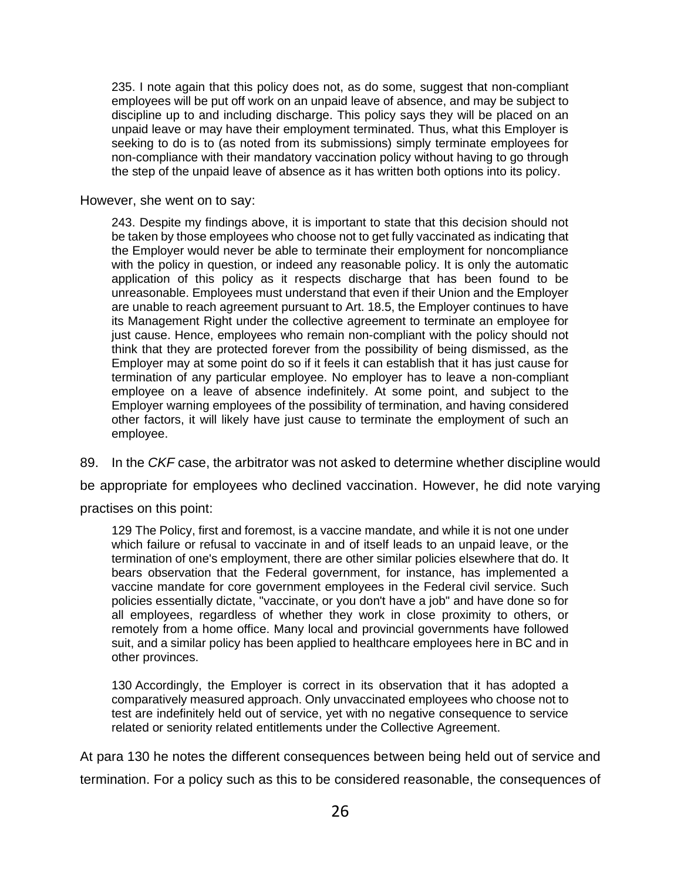> 235. I note again that this policy does not, as do some, suggest that non-compliant employees will be put off work on an unpaid leave of absence, and may be subject to discipline up to and including discharge. This policy says they will be placed on an unpaid leave or may have their employment terminated. Thus, what this Employer is seeking to do is to (as noted from its submissions) simply terminate employees for non-compliance with their mandatory vaccination policy without having to go through the step of the unpaid leave of absence as it has written both options into its policy.

However, she went on to say:

> 243. Despite my findings above, it is important to state that this decision should not be taken by those employees who choose not to get fully vaccinated as indicating that the Employer would never be able to terminate their employment for noncompliance with the policy in question, or indeed any reasonable policy. It is only the automatic application of this policy as it respects discharge that has been found to be unreasonable. Employees must understand that even if their Union and the Employer are unable to reach agreement pursuant to Art. 18.5, the Employer continues to have its Management Right under the collective agreement to terminate an employee for just cause. Hence, employees who remain non-compliant with the policy should not think that they are protected forever from the possibility of being dismissed, as the Employer may at some point do so if it feels it can establish that it has just cause for termination of any particular employee. No employer has to leave a non-compliant employee on a leave of absence indefinitely. At some point, and subject to the Employer warning employees of the possibility of termination, and having considered other factors, it will likely have just cause to terminate the employment of such an employee.

89. In the *CKF* case, the arbitrator was not asked to determine whether discipline would be appropriate for employees who declined vaccination. However, he did note varying practises on this point:

> 129 The Policy, first and foremost, is a vaccine mandate, and while it is not one under which failure or refusal to vaccinate in and of itself leads to an unpaid leave, or the termination of one's employment, there are other similar policies elsewhere that do. It bears observation that the Federal government, for instance, has implemented a vaccine mandate for core government employees in the Federal civil service. Such policies essentially dictate, "vaccinate, or you don't have a job" and have done so for all employees, regardless of whether they work in close proximity to others, or remotely from a home office. Many local and provincial governments have followed suit, and a similar policy has been applied to healthcare employees here in BC and in other provinces.
>
> 130 Accordingly, the Employer is correct in its observation that it has adopted a comparatively measured approach. Only unvaccinated employees who choose not to test are indefinitely held out of service, yet with no negative consequence to service related or seniority related entitlements under the Collective Agreement.

At para 130 he notes the different consequences between being held out of service and termination. For a policy such as this to be considered reasonable, the consequences of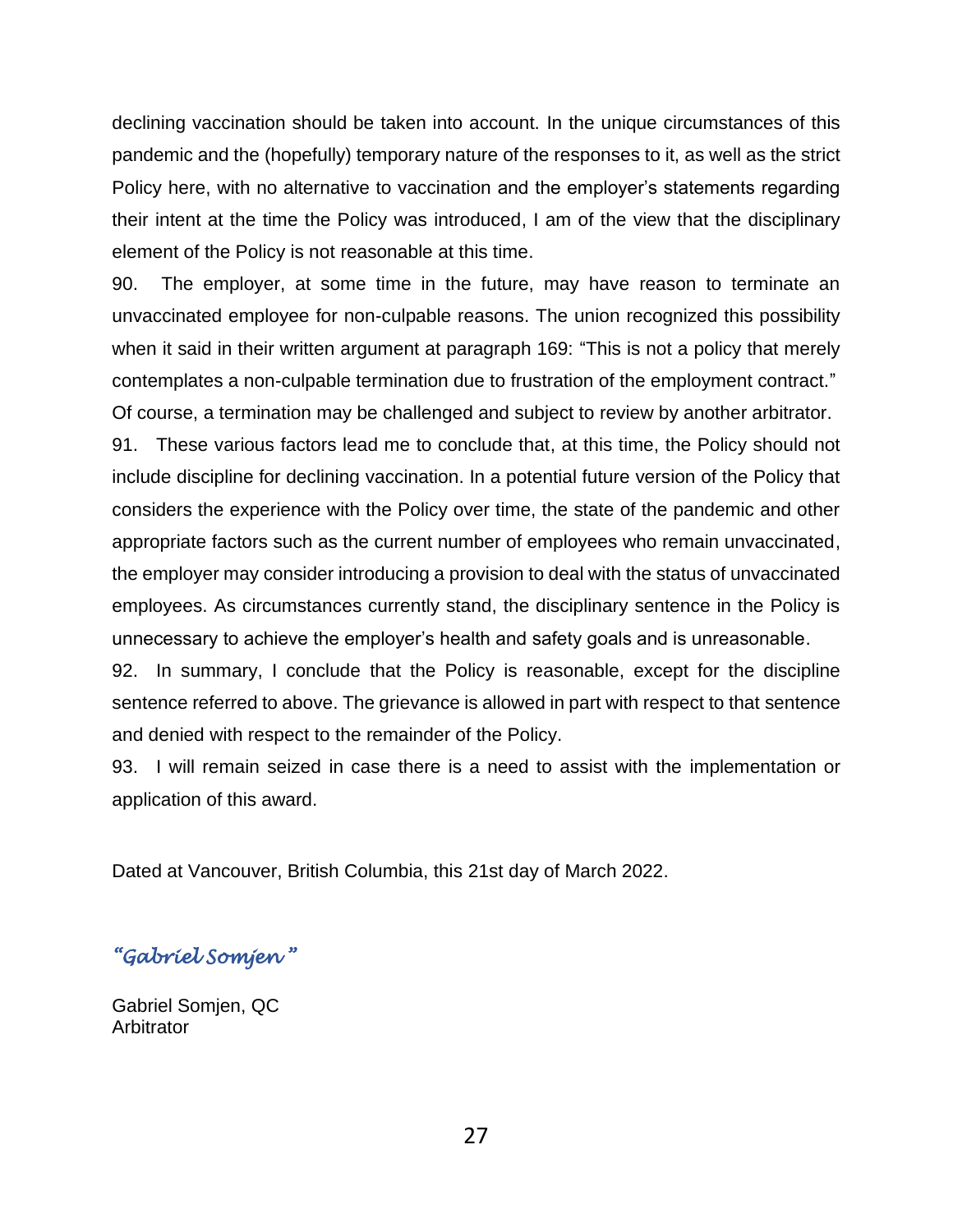declining vaccination should be taken into account. In the unique circumstances of this pandemic and the (hopefully) temporary nature of the responses to it, as well as the strict Policy here, with no alternative to vaccination and the employer's statements regarding their intent at the time the Policy was introduced, I am of the view that the disciplinary element of the Policy is not reasonable at this time.

90. The employer, at some time in the future, may have reason to terminate an unvaccinated employee for non-culpable reasons. The union recognized this possibility when it said in their written argument at paragraph 169: "This is not a policy that merely contemplates a non-culpable termination due to frustration of the employment contract." Of course, a termination may be challenged and subject to review by another arbitrator.

91. These various factors lead me to conclude that, at this time, the Policy should not include discipline for declining vaccination. In a potential future version of the Policy that considers the experience with the Policy over time, the state of the pandemic and other appropriate factors such as the current number of employees who remain unvaccinated, the employer may consider introducing a provision to deal with the status of unvaccinated employees. As circumstances currently stand, the disciplinary sentence in the Policy is unnecessary to achieve the employer's health and safety goals and is unreasonable.

92. In summary, I conclude that the Policy is reasonable, except for the discipline sentence referred to above. The grievance is allowed in part with respect to that sentence and denied with respect to the remainder of the Policy.

93. I will remain seized in case there is a need to assist with the implementation or application of this award.

Dated at Vancouver, British Columbia, this 21st day of March 2022.

*"Gabriel Somjen"*

Gabriel Somjen, QC
Arbitrator